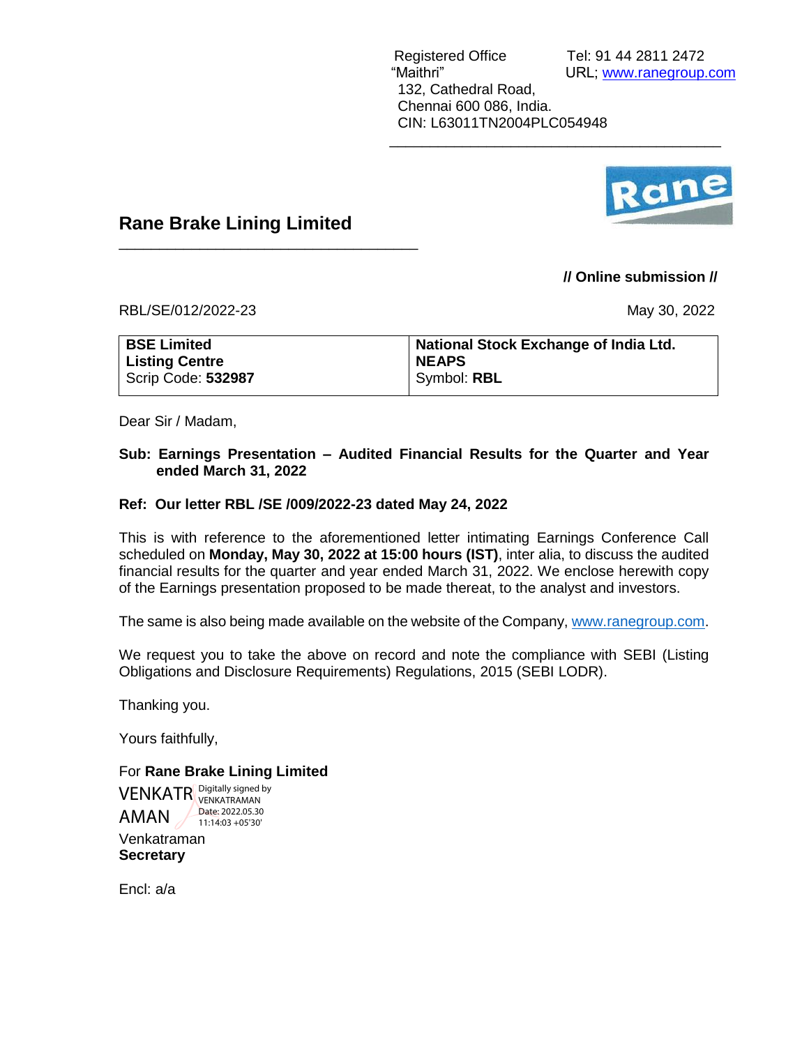Registered Office
"Maithri"
132, Cathedral Road,
Chennai 600 086, India.
CIN: L63011TN2004PLC054948

Tel: 91 44 2811 2472
URL; www.ranegroup.com

# Rane Brake Lining Limited

**// Online submission //**

RBL/SE/012/2022-23

May 30, 2022

| **BSE Limited**<br>**Listing Centre**<br>Scrip Code: **532987** | **National Stock Exchange of India Ltd.**<br>**NEAPS**<br>Symbol: **RBL** |
|---|---|

Dear Sir / Madam,

**Sub: Earnings Presentation – Audited Financial Results for the Quarter and Year ended March 31, 2022**

**Ref: Our letter RBL /SE /009/2022-23 dated May 24, 2022**

This is with reference to the aforementioned letter intimating Earnings Conference Call scheduled on **Monday, May 30, 2022 at 15:00 hours (IST)**, inter alia, to discuss the audited financial results for the quarter and year ended March 31, 2022. We enclose herewith copy of the Earnings presentation proposed to be made thereat, to the analyst and investors.

The same is also being made available on the website of the Company, www.ranegroup.com.

We request you to take the above on record and note the compliance with SEBI (Listing Obligations and Disclosure Requirements) Regulations, 2015 (SEBI LODR).

Thanking you.

Yours faithfully,

For **Rane Brake Lining Limited**

VENKATRAMAN
Digitally signed by VENKATRAMAN
Date: 2022.05.30 11:14:03 +05'30'

Venkatraman
**Secretary**

Encl: a/a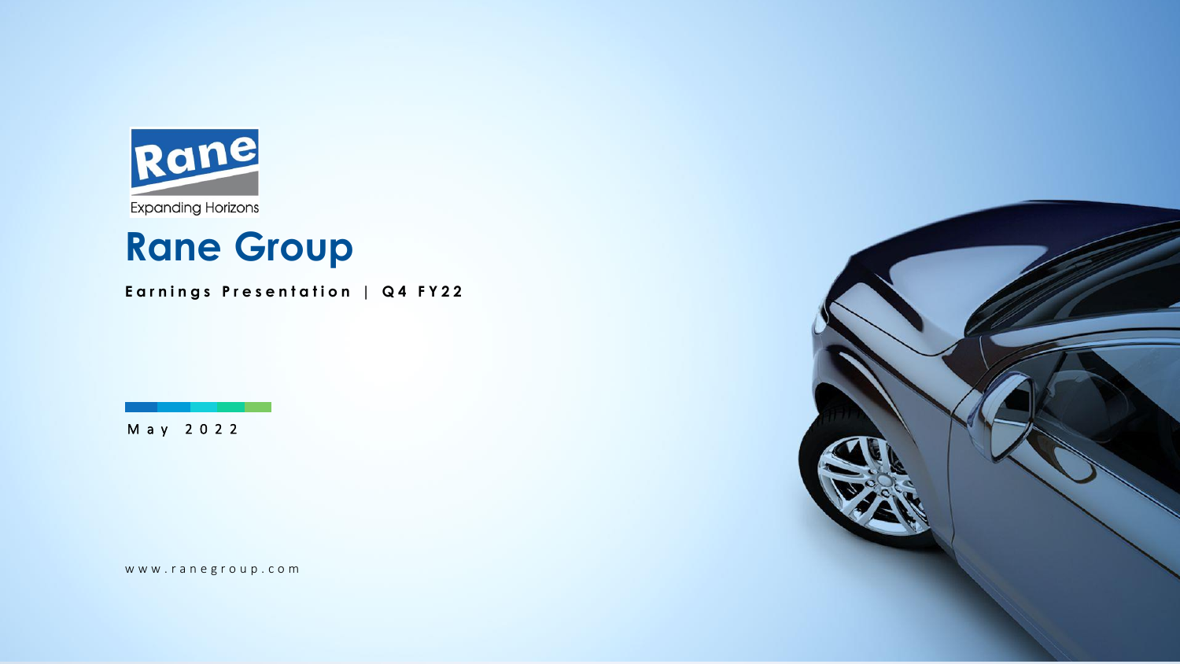Rane

Expanding Horizons

# Rane Group

**Earnings Presentation | Q4 FY22**

May 2022

www.ranegroup.com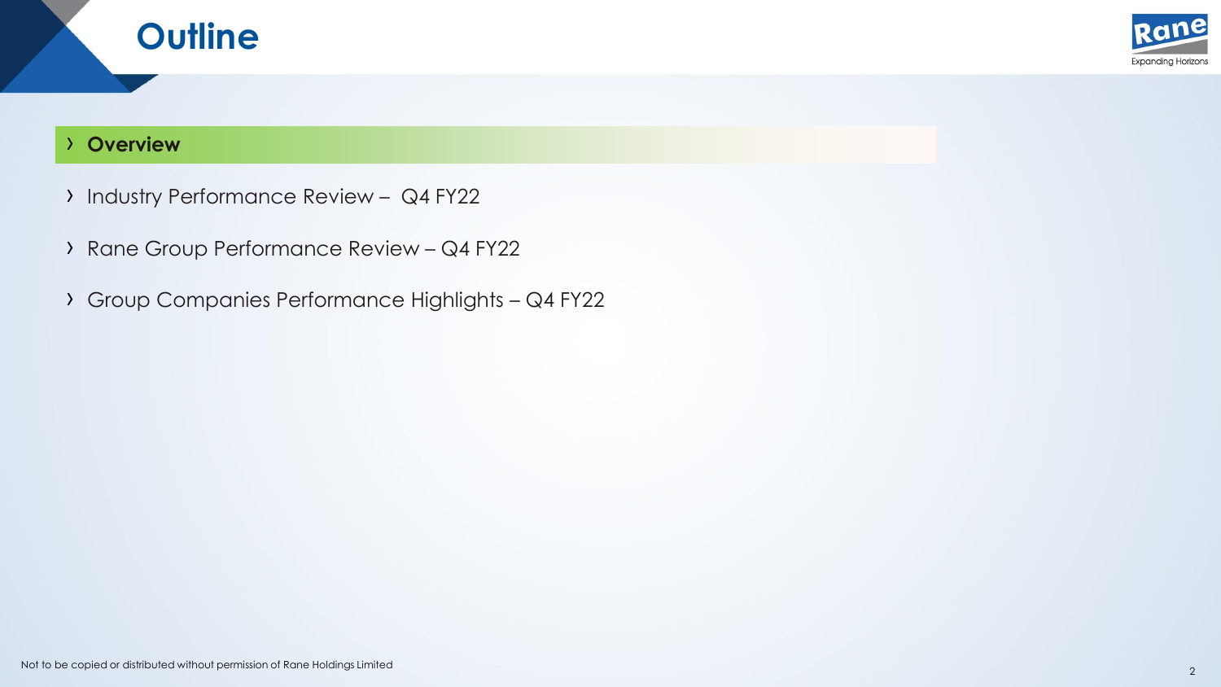# Outline

- **Overview**
- Industry Performance Review – Q4 FY22
- Rane Group Performance Review – Q4 FY22
- Group Companies Performance Highlights – Q4 FY22

Not to be copied or distributed without permission of Rane Holdings Limited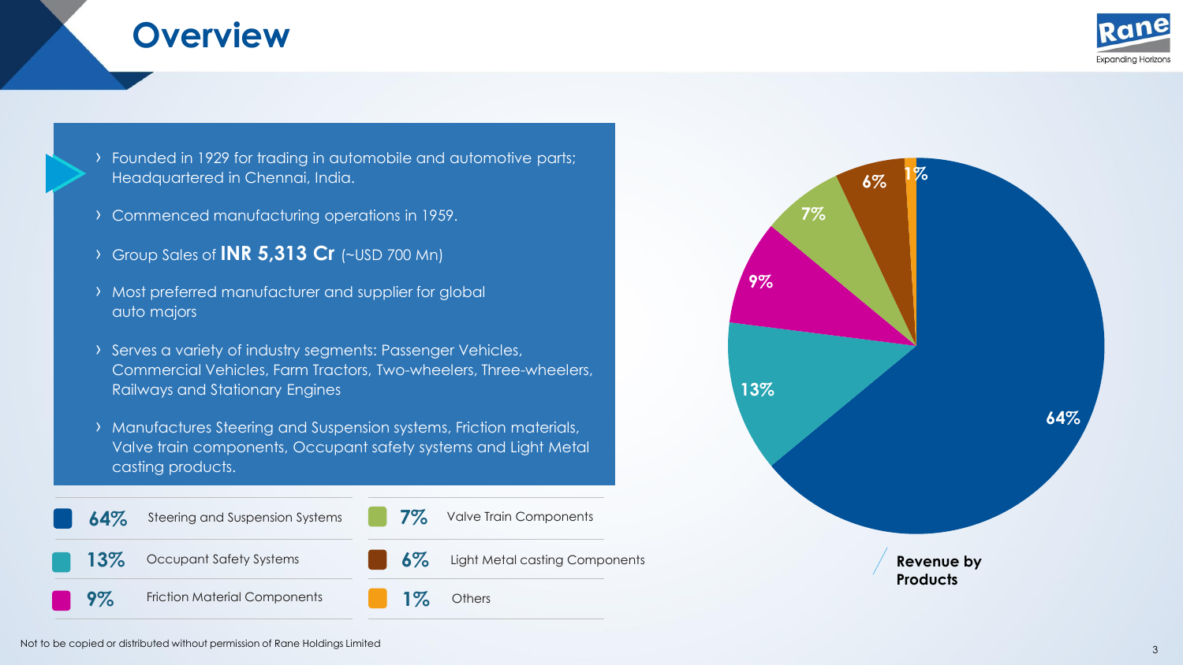# Overview

- Founded in 1929 for trading in automobile and automotive parts; Headquartered in Chennai, India.
- Commenced manufacturing operations in 1959.
- Group Sales of **INR 5,313 Cr** (~USD 700 Mn)
- Most preferred manufacturer and supplier for global auto majors
- Serves a variety of industry segments: Passenger Vehicles, Commercial Vehicles, Farm Tractors, Two-wheelers, Three-wheelers, Railways and Stationary Engines
- Manufactures Steering and Suspension systems, Friction materials, Valve train components, Occupant safety systems and Light Metal casting products.

| Share | Product | Share | Product |
|---|---|---|---|
| 64% | Steering and Suspension Systems | 7% | Valve Train Components |
| 13% | Occupant Safety Systems | 6% | Light Metal casting Components |
| 9% | Friction Material Components | 1% | Others |

**Revenue by Products**

Not to be copied or distributed without permission of Rane Holdings Limited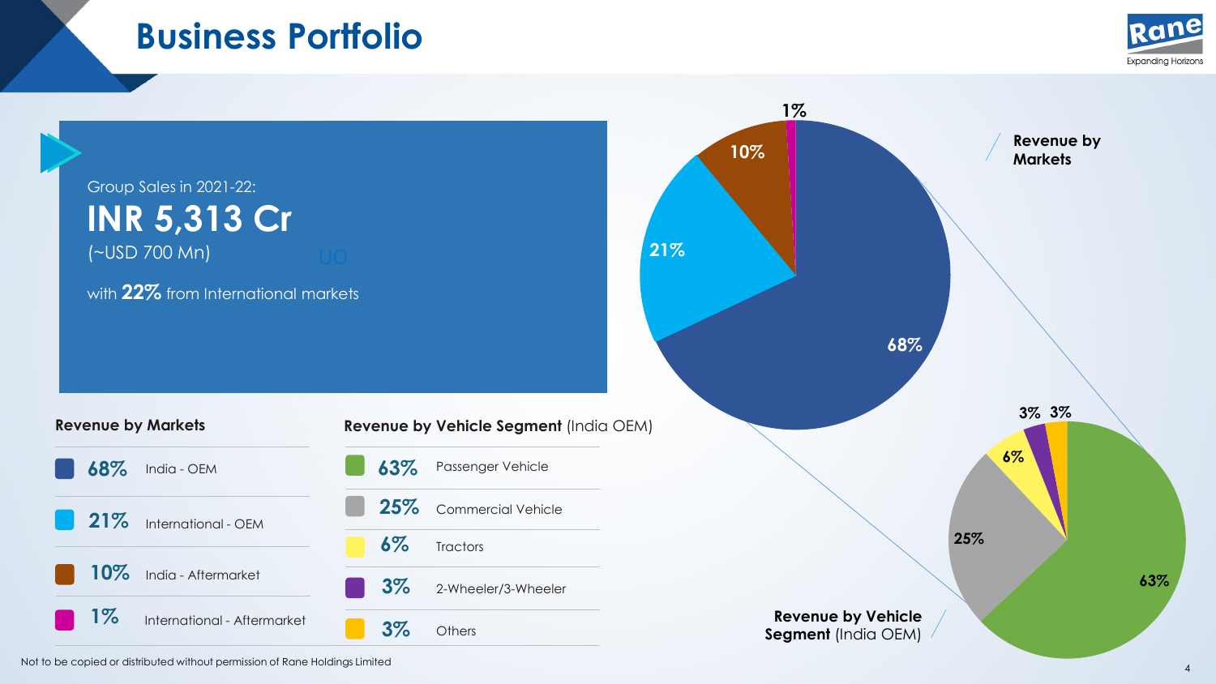# Business Portfolio

Group Sales in 2021-22:

**INR 5,313 Cr**

(~USD 700 Mn)

with **22%** from International markets

**Revenue by Markets**

| | |
|---|---|
| **68%** | India - OEM |
| **21%** | International - OEM |
| **10%** | India - Aftermarket |
| **1%** | International - Aftermarket |

**Revenue by Vehicle Segment** (India OEM)

| | |
|---|---|
| **63%** | Passenger Vehicle |
| **25%** | Commercial Vehicle |
| **6%** | Tractors |
| **3%** | 2-Wheeler/3-Wheeler |
| **3%** | Others |

Not to be copied or distributed without permission of Rane Holdings Limited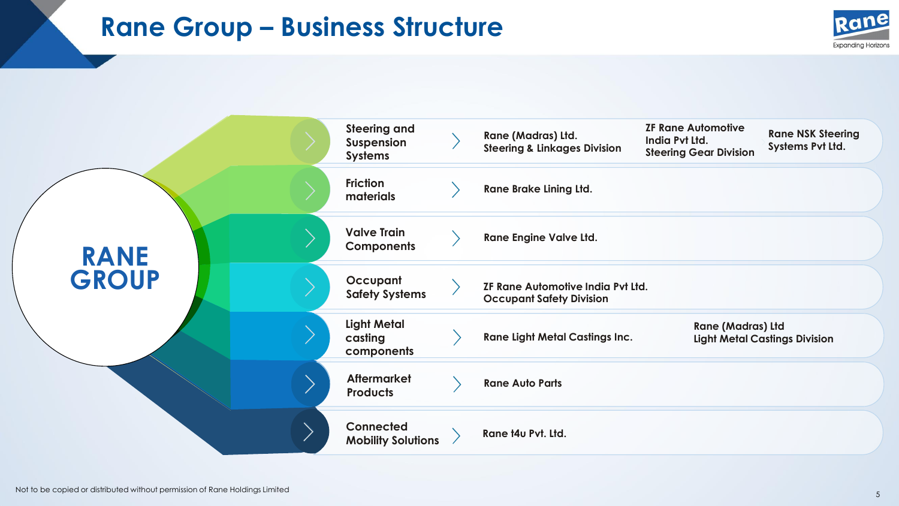# Rane Group – Business Structure

**RANE GROUP**

| Business | Companies | | |
|---|---|---|---|
| Steering and Suspension Systems | Rane (Madras) Ltd. Steering & Linkages Division | ZF Rane Automotive India Pvt Ltd. Steering Gear Division | Rane NSK Steering Systems Pvt Ltd. |
| Friction materials | Rane Brake Lining Ltd. | | |
| Valve Train Components | Rane Engine Valve Ltd. | | |
| Occupant Safety Systems | ZF Rane Automotive India Pvt Ltd. Occupant Safety Division | | |
| Light Metal casting components | Rane Light Metal Castings Inc. | Rane (Madras) Ltd Light Metal Castings Division | |
| Aftermarket Products | Rane Auto Parts | | |
| Connected Mobility Solutions | Rane t4u Pvt. Ltd. | | |

Not to be copied or distributed without permission of Rane Holdings Limited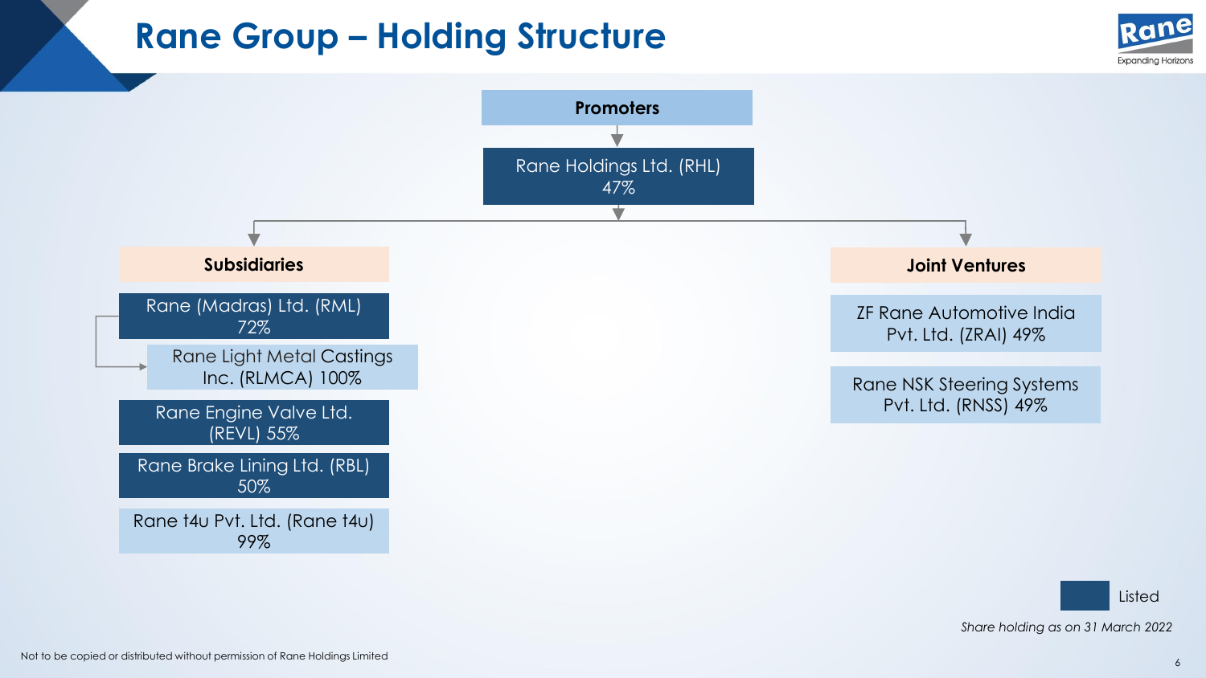# Rane Group – Holding Structure

**Promoters**

↓

Rane Holdings Ltd. (RHL) 47%

## Subsidiaries

- Rane (Madras) Ltd. (RML) 72%
  - Rane Light Metal Castings Inc. (RLMCA) 100%
- Rane Engine Valve Ltd. (REVL) 55%
- Rane Brake Lining Ltd. (RBL) 50%
- Rane t4u Pvt. Ltd. (Rane t4u) 99%

## Joint Ventures

- ZF Rane Automotive India Pvt. Ltd. (ZRAI) 49%
- Rane NSK Steering Systems Pvt. Ltd. (RNSS) 49%

Listed: RHL, RML, REVL, RBL

*Share holding as on 31 March 2022*

Not to be copied or distributed without permission of Rane Holdings Limited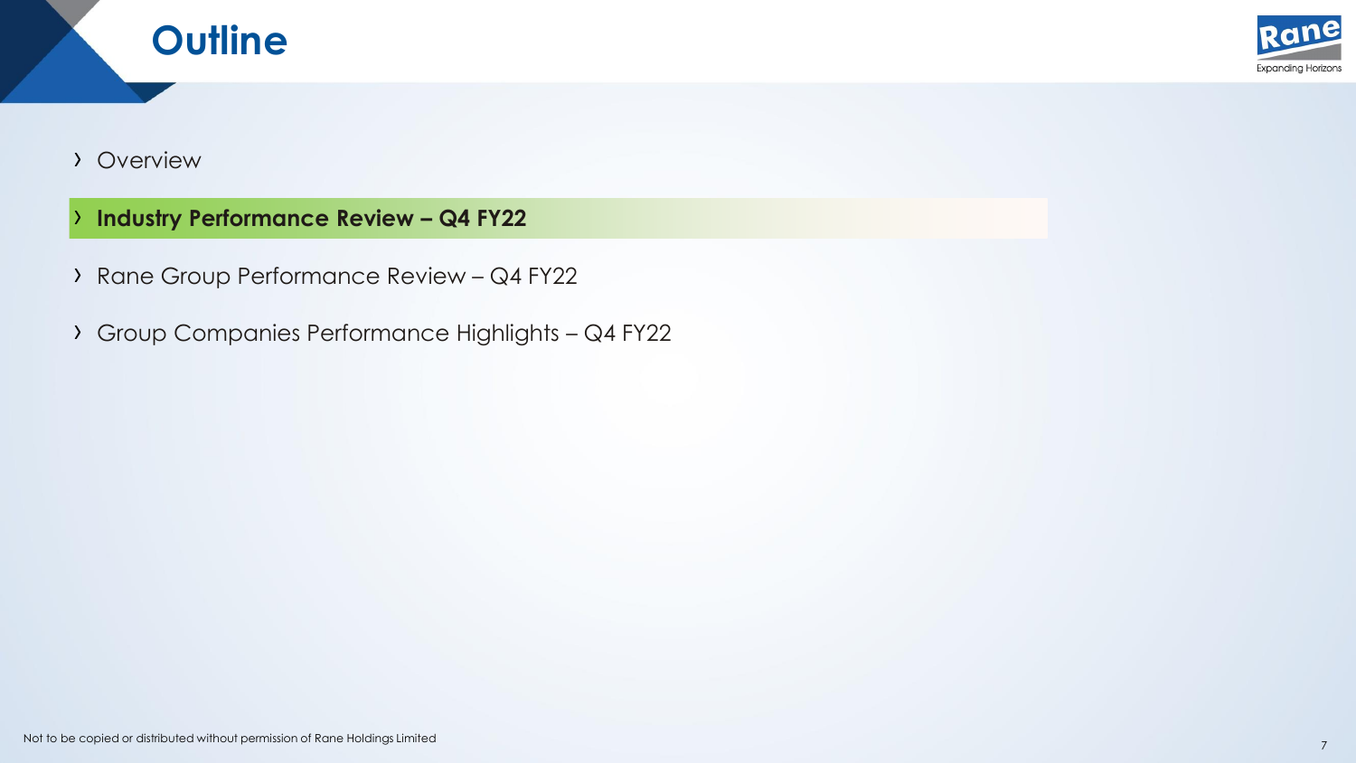# Outline

- Overview
- **Industry Performance Review – Q4 FY22**
- Rane Group Performance Review – Q4 FY22
- Group Companies Performance Highlights – Q4 FY22

Not to be copied or distributed without permission of Rane Holdings Limited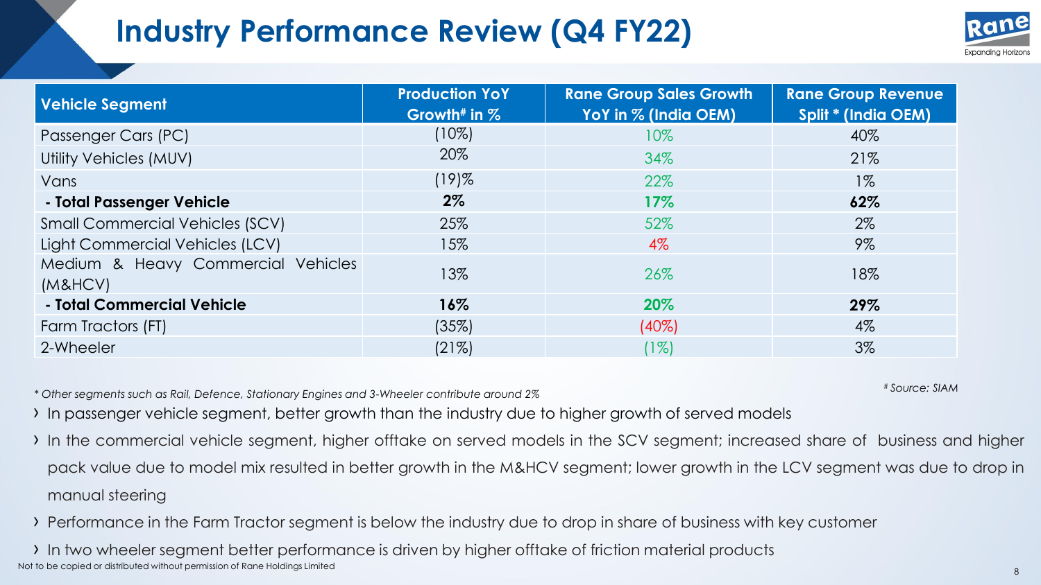# Industry Performance Review (Q4 FY22)

| Vehicle Segment | Production YoY Growth# in % | Rane Group Sales Growth YoY in % (India OEM) | Rane Group Revenue Split * (India OEM) |
|---|---|---|---|
| Passenger Cars (PC) | (10%) | 10% | 40% |
| Utility Vehicles (MUV) | 20% | 34% | 21% |
| Vans | (19)% | 22% | 1% |
| **- Total Passenger Vehicle** | **2%** | **17%** | **62%** |
| Small Commercial Vehicles (SCV) | 25% | 52% | 2% |
| Light Commercial Vehicles (LCV) | 15% | 4% | 9% |
| Medium & Heavy Commercial Vehicles (M&HCV) | 13% | 26% | 18% |
| **- Total Commercial Vehicle** | **16%** | **20%** | **29%** |
| Farm Tractors (FT) | (35%) | (40%) | 4% |
| 2-Wheeler | (21%) | (1%) | 3% |

*\* Other segments such as Rail, Defence, Stationary Engines and 3-Wheeler contribute around 2%*

*# Source: SIAM*

- In passenger vehicle segment, better growth than the industry due to higher growth of served models
- In the commercial vehicle segment, higher offtake on served models in the SCV segment; increased share of business and higher pack value due to model mix resulted in better growth in the M&HCV segment; lower growth in the LCV segment was due to drop in manual steering
- Performance in the Farm Tractor segment is below the industry due to drop in share of business with key customer
- In two wheeler segment better performance is driven by higher offtake of friction material products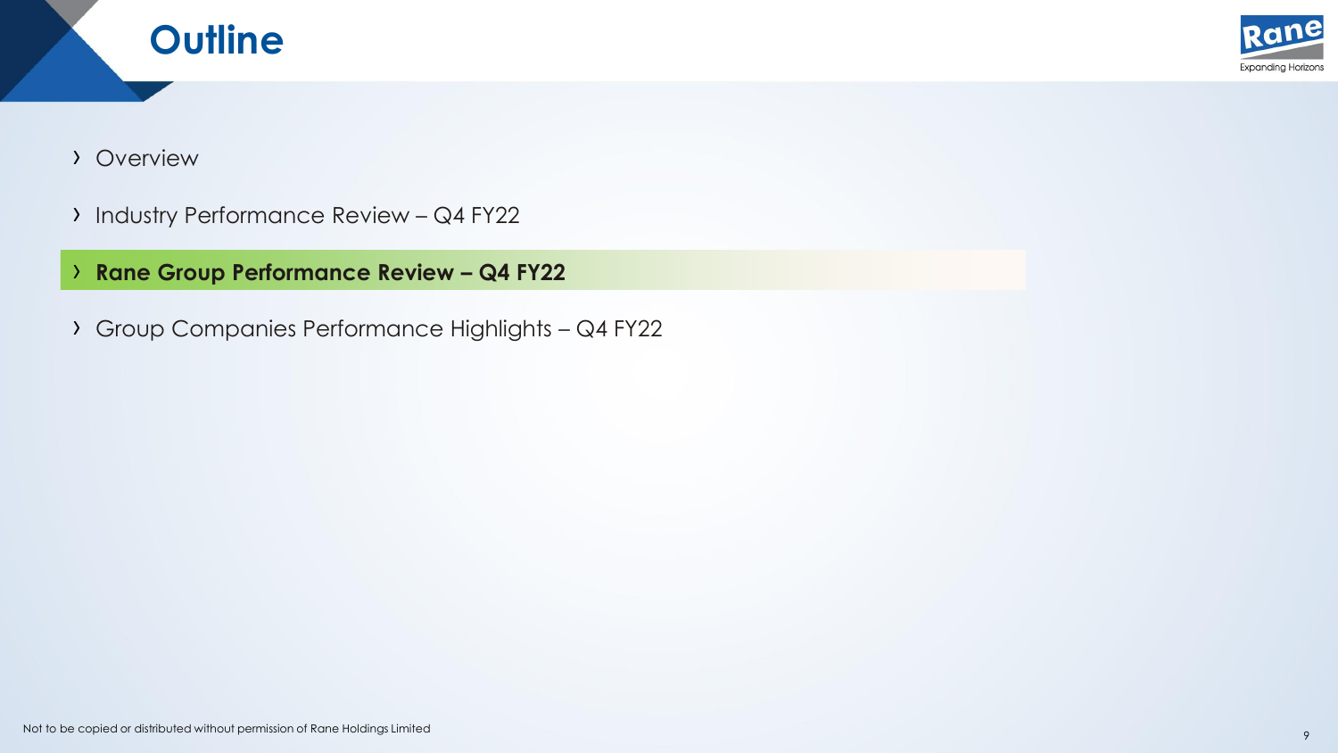# Outline

- Overview
- Industry Performance Review – Q4 FY22
- **Rane Group Performance Review – Q4 FY22**
- Group Companies Performance Highlights – Q4 FY22

Not to be copied or distributed without permission of Rane Holdings Limited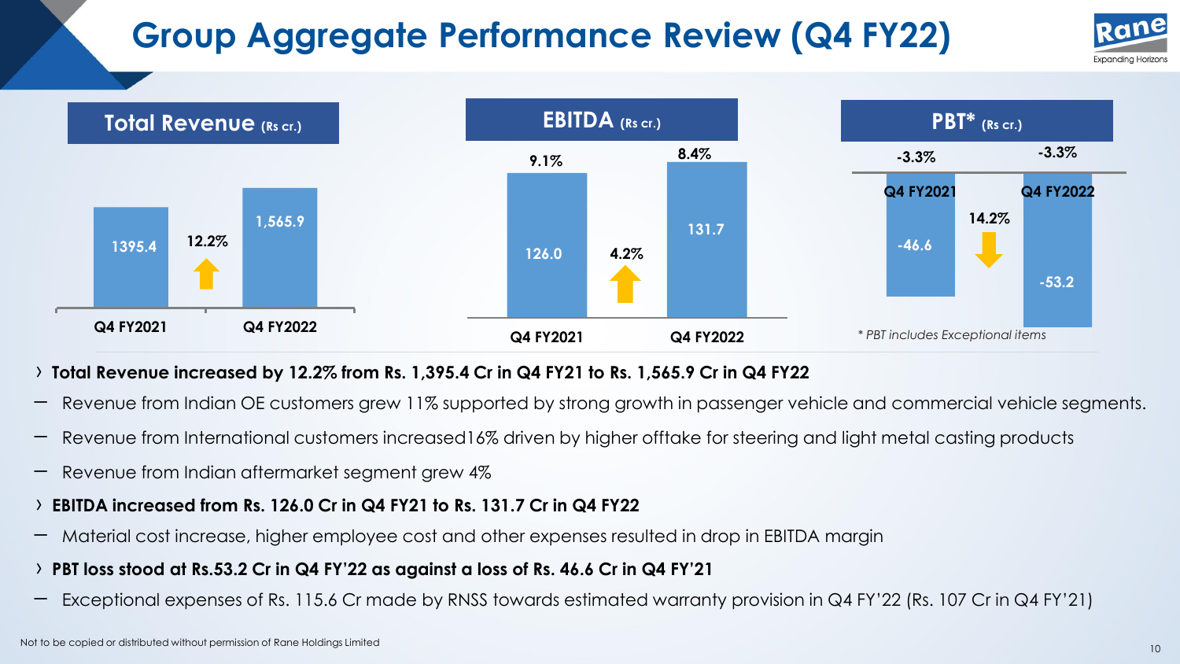# Group Aggregate Performance Review (Q4 FY22)

**Total Revenue** (Rs cr.)

| | Q4 FY2021 | Q4 FY2022 |
|---|---|---|
| Total Revenue | 1395.4 | 1,565.9 |
| Growth | | 12.2% ↑ |

**EBITDA** (Rs cr.)

| | Q4 FY2021 | Q4 FY2022 |
|---|---|---|
| EBITDA | 126.0 | 131.7 |
| Margin | 9.1% | 8.4% |
| Growth | | 4.2% ↑ |

**PBT*** (Rs cr.)

| | Q4 FY2021 | Q4 FY2022 |
|---|---|---|
| PBT | -46.6 | -53.2 |
| Margin | -3.3% | -3.3% |
| Change | | 14.2% ↓ |

*\* PBT includes Exceptional items*

- **Total Revenue increased by 12.2% from Rs. 1,395.4 Cr in Q4 FY21 to Rs. 1,565.9 Cr in Q4 FY22**
  - Revenue from Indian OE customers grew 11% supported by strong growth in passenger vehicle and commercial vehicle segments.
  - Revenue from International customers increased16% driven by higher offtake for steering and light metal casting products
  - Revenue from Indian aftermarket segment grew 4%
- **EBITDA increased from Rs. 126.0 Cr in Q4 FY21 to Rs. 131.7 Cr in Q4 FY22**
  - Material cost increase, higher employee cost and other expenses resulted in drop in EBITDA margin
- **PBT loss stood at Rs.53.2 Cr in Q4 FY'22 as against a loss of Rs. 46.6 Cr in Q4 FY'21**
  - Exceptional expenses of Rs. 115.6 Cr made by RNSS towards estimated warranty provision in Q4 FY'22 (Rs. 107 Cr in Q4 FY'21)

Not to be copied or distributed without permission of Rane Holdings Limited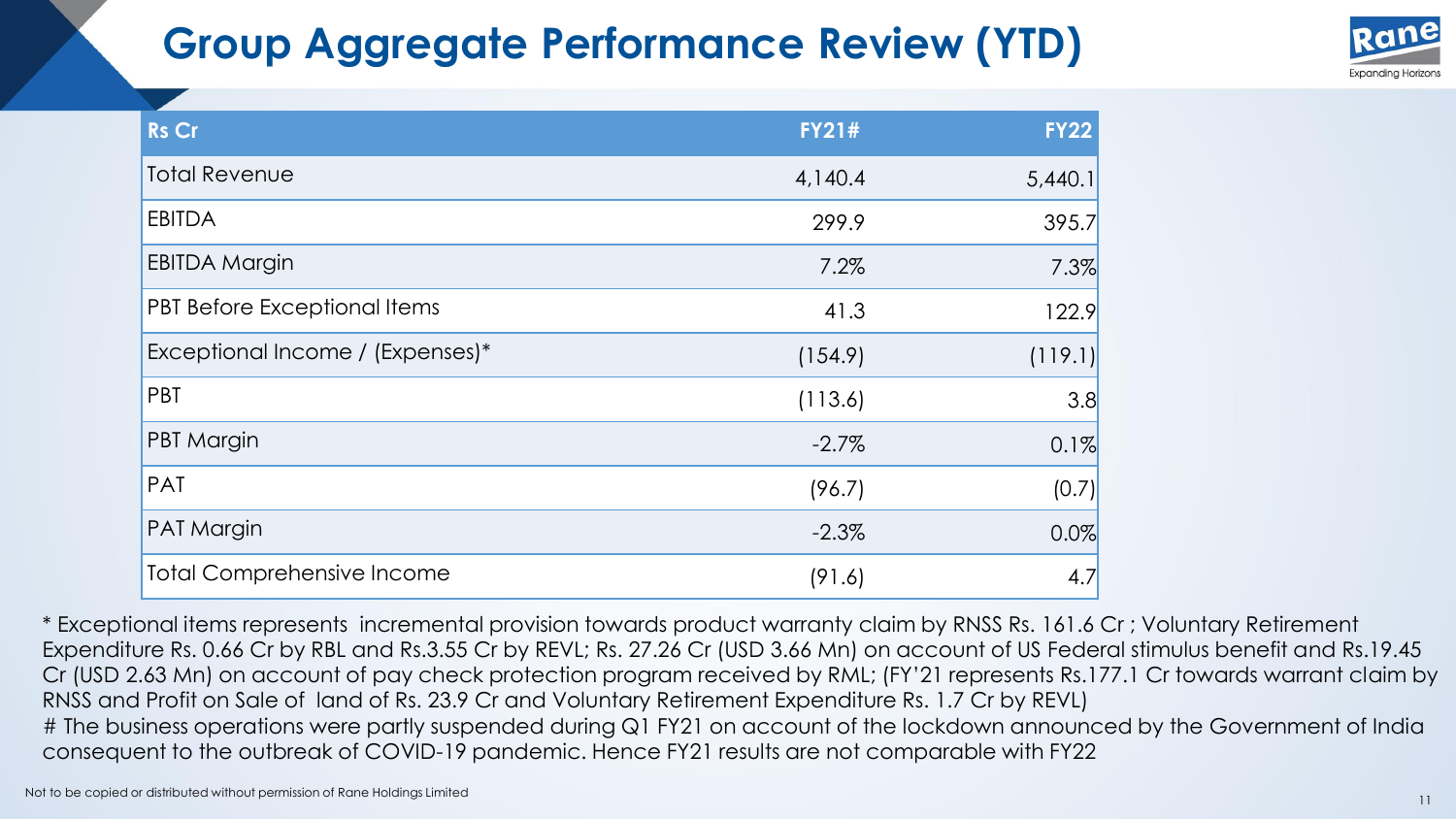# Group Aggregate Performance Review (YTD)

| Rs Cr | FY21# | FY22 |
|---|---|---|
| Total Revenue | 4,140.4 | 5,440.1 |
| EBITDA | 299.9 | 395.7 |
| EBITDA Margin | 7.2% | 7.3% |
| PBT Before Exceptional Items | 41.3 | 122.9 |
| Exceptional Income / (Expenses)* | (154.9) | (119.1) |
| PBT | (113.6) | 3.8 |
| PBT Margin | -2.7% | 0.1% |
| PAT | (96.7) | (0.7) |
| PAT Margin | -2.3% | 0.0% |
| Total Comprehensive Income | (91.6) | 4.7 |

* Exceptional items represents incremental provision towards product warranty claim by RNSS Rs. 161.6 Cr ; Voluntary Retirement Expenditure Rs. 0.66 Cr by RBL and Rs.3.55 Cr by REVL; Rs. 27.26 Cr (USD 3.66 Mn) on account of US Federal stimulus benefit and Rs.19.45 Cr (USD 2.63 Mn) on account of pay check protection program received by RML; (FY'21 represents Rs.177.1 Cr towards warrant claim by RNSS and Profit on Sale of land of Rs. 23.9 Cr and Voluntary Retirement Expenditure Rs. 1.7 Cr by REVL)

# The business operations were partly suspended during Q1 FY21 on account of the lockdown announced by the Government of India consequent to the outbreak of COVID-19 pandemic. Hence FY21 results are not comparable with FY22

Not to be copied or distributed without permission of Rane Holdings Limited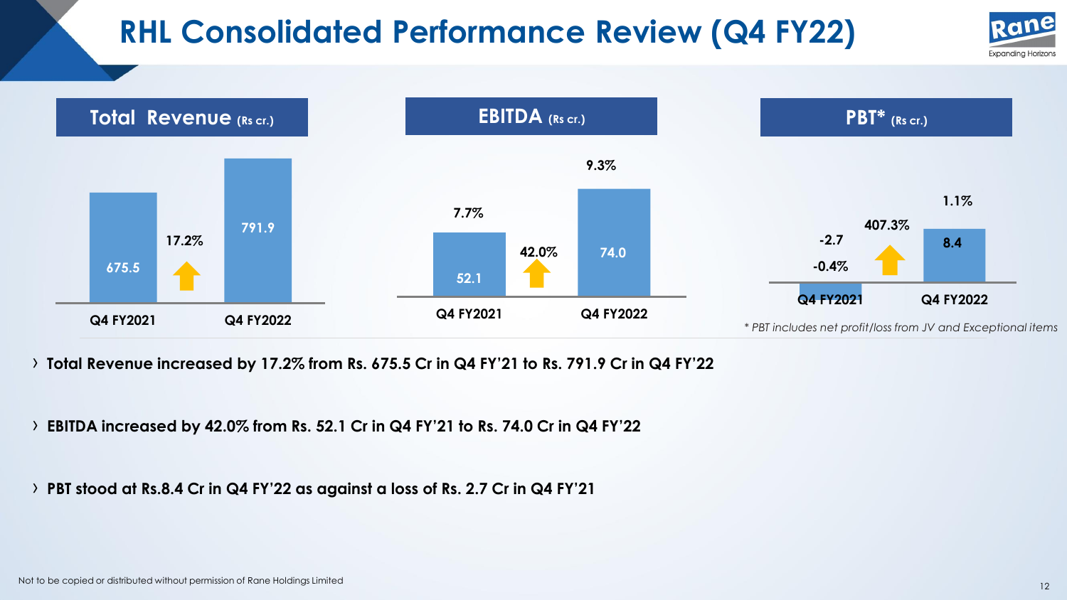# RHL Consolidated Performance Review (Q4 FY22)

| Total Revenue (Rs cr.) | Q4 FY2021 | Q4 FY2022 | Growth |
|---|---|---|---|
| Total Revenue | 675.5 | 791.9 | 17.2% |

| EBITDA (Rs cr.) | Q4 FY2021 | Q4 FY2022 | Growth |
|---|---|---|---|
| EBITDA | 52.1 | 74.0 | 42.0% |
| Margin | 7.7% | 9.3% | |

| PBT* (Rs cr.) | Q4 FY2021 | Q4 FY2022 | Growth |
|---|---|---|---|
| PBT | -2.7 | 8.4 | 407.3% |
| Margin | -0.4% | 1.1% | |

*\* PBT includes net profit/loss from JV and Exceptional items*

- **Total Revenue increased by 17.2% from Rs. 675.5 Cr in Q4 FY'21 to Rs. 791.9 Cr in Q4 FY'22**
- **EBITDA increased by 42.0% from Rs. 52.1 Cr in Q4 FY'21 to Rs. 74.0 Cr in Q4 FY'22**
- **PBT stood at Rs.8.4 Cr in Q4 FY'22 as against a loss of Rs. 2.7 Cr in Q4 FY'21**

Not to be copied or distributed without permission of Rane Holdings Limited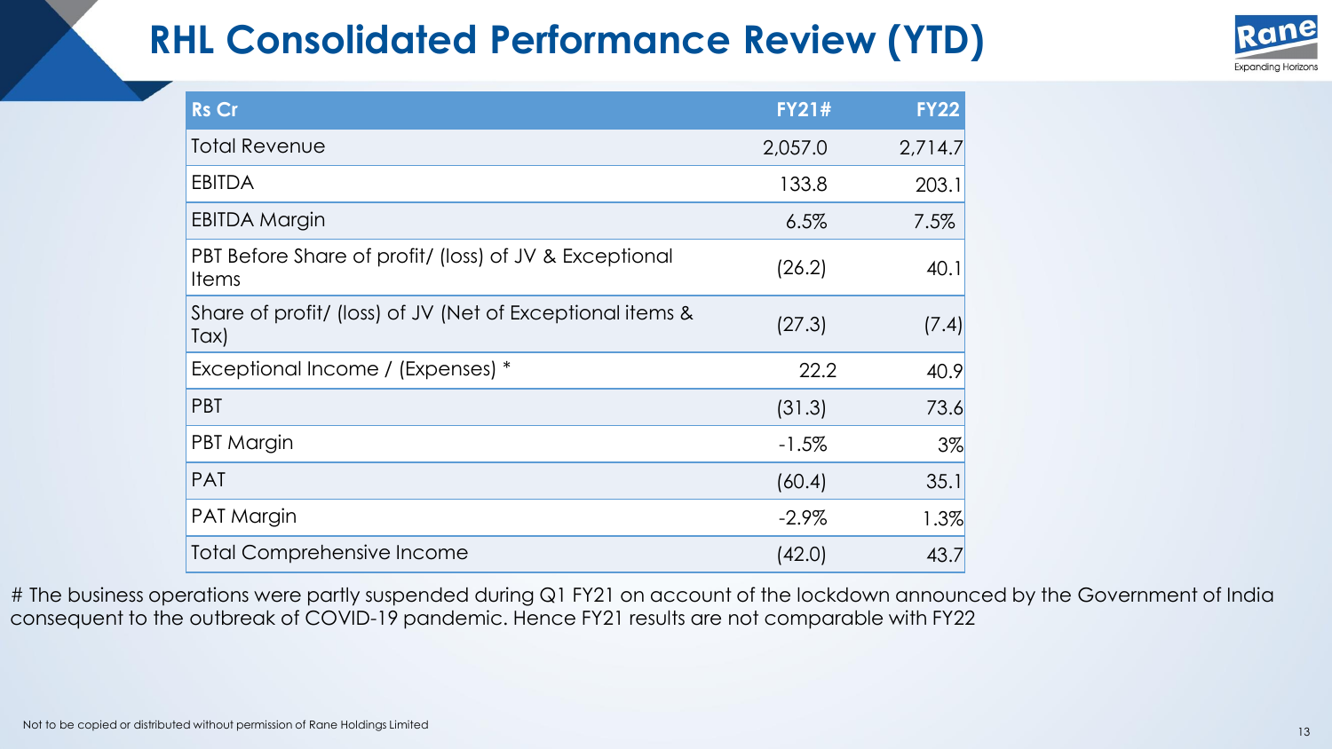# RHL Consolidated Performance Review (YTD)

| Rs Cr | FY21# | FY22 |
|---|---|---|
| Total Revenue | 2,057.0 | 2,714.7 |
| EBITDA | 133.8 | 203.1 |
| EBITDA Margin | 6.5% | 7.5% |
| PBT Before Share of profit/ (loss) of JV & Exceptional Items | (26.2) | 40.1 |
| Share of profit/ (loss) of JV (Net of Exceptional items & Tax) | (27.3) | (7.4) |
| Exceptional Income / (Expenses) * | 22.2 | 40.9 |
| PBT | (31.3) | 73.6 |
| PBT Margin | -1.5% | 3% |
| PAT | (60.4) | 35.1 |
| PAT Margin | -2.9% | 1.3% |
| Total Comprehensive Income | (42.0) | 43.7 |

# The business operations were partly suspended during Q1 FY21 on account of the lockdown announced by the Government of India consequent to the outbreak of COVID-19 pandemic. Hence FY21 results are not comparable with FY22

Not to be copied or distributed without permission of Rane Holdings Limited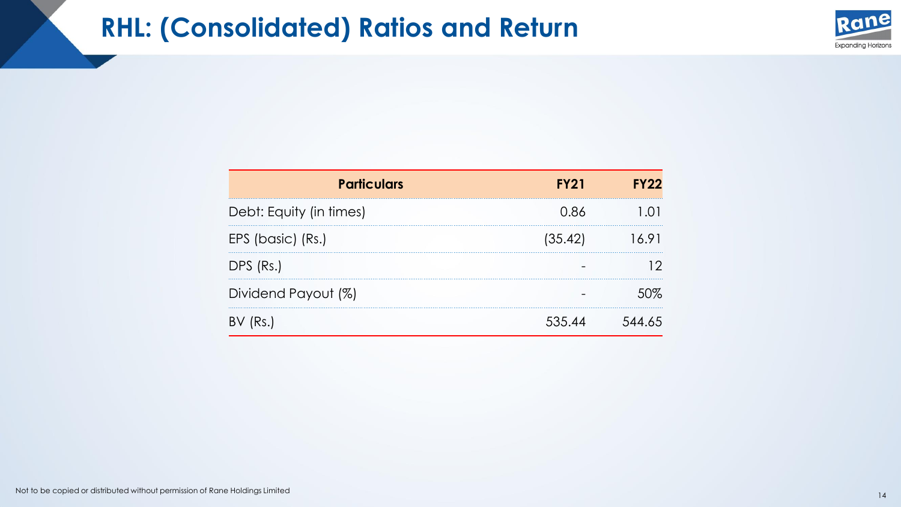# RHL: (Consolidated) Ratios and Return

| Particulars | FY21 | FY22 |
|---|---|---|
| Debt: Equity (in times) | 0.86 | 1.01 |
| EPS (basic) (Rs.) | (35.42) | 16.91 |
| DPS (Rs.) | - | 12 |
| Dividend Payout (%) | - | 50% |
| BV (Rs.) | 535.44 | 544.65 |

Not to be copied or distributed without permission of Rane Holdings Limited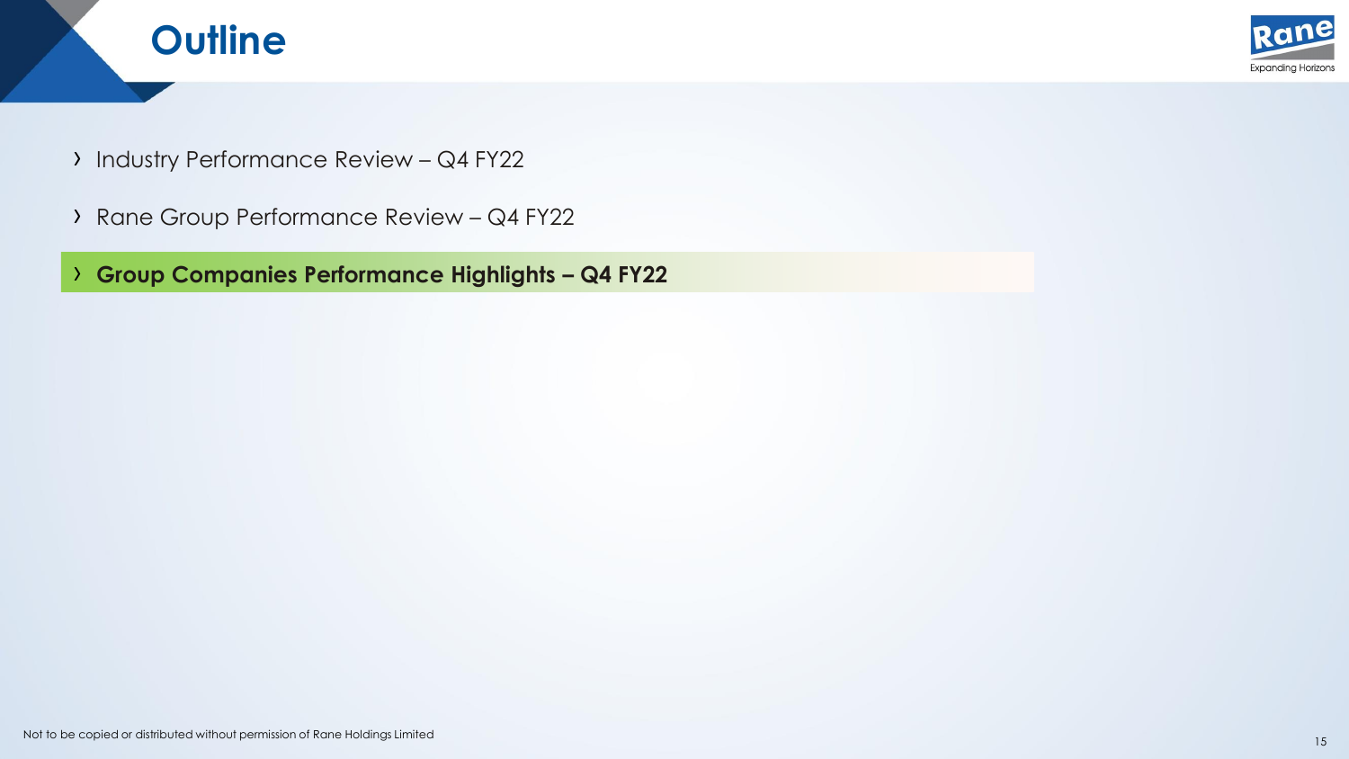# Outline

- Industry Performance Review – Q4 FY22
- Rane Group Performance Review – Q4 FY22
- **Group Companies Performance Highlights – Q4 FY22**

Not to be copied or distributed without permission of Rane Holdings Limited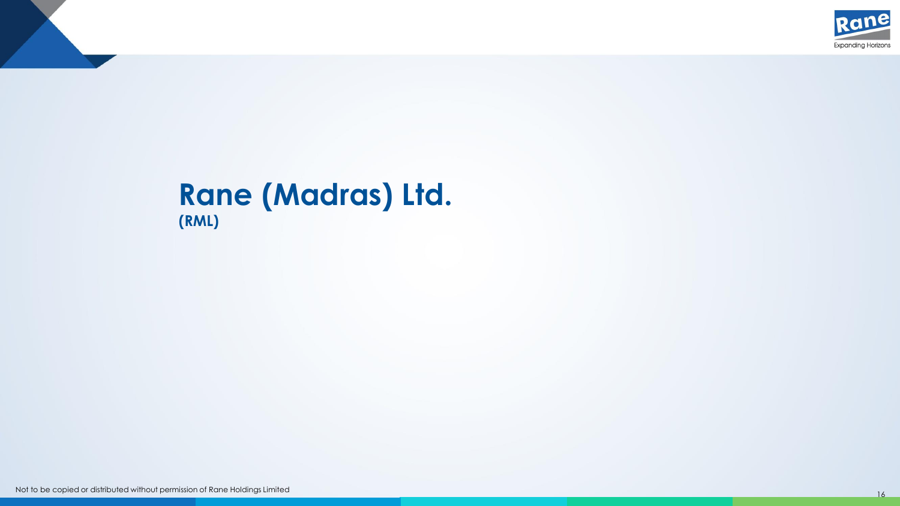# Rane (Madras) Ltd.

**(RML)**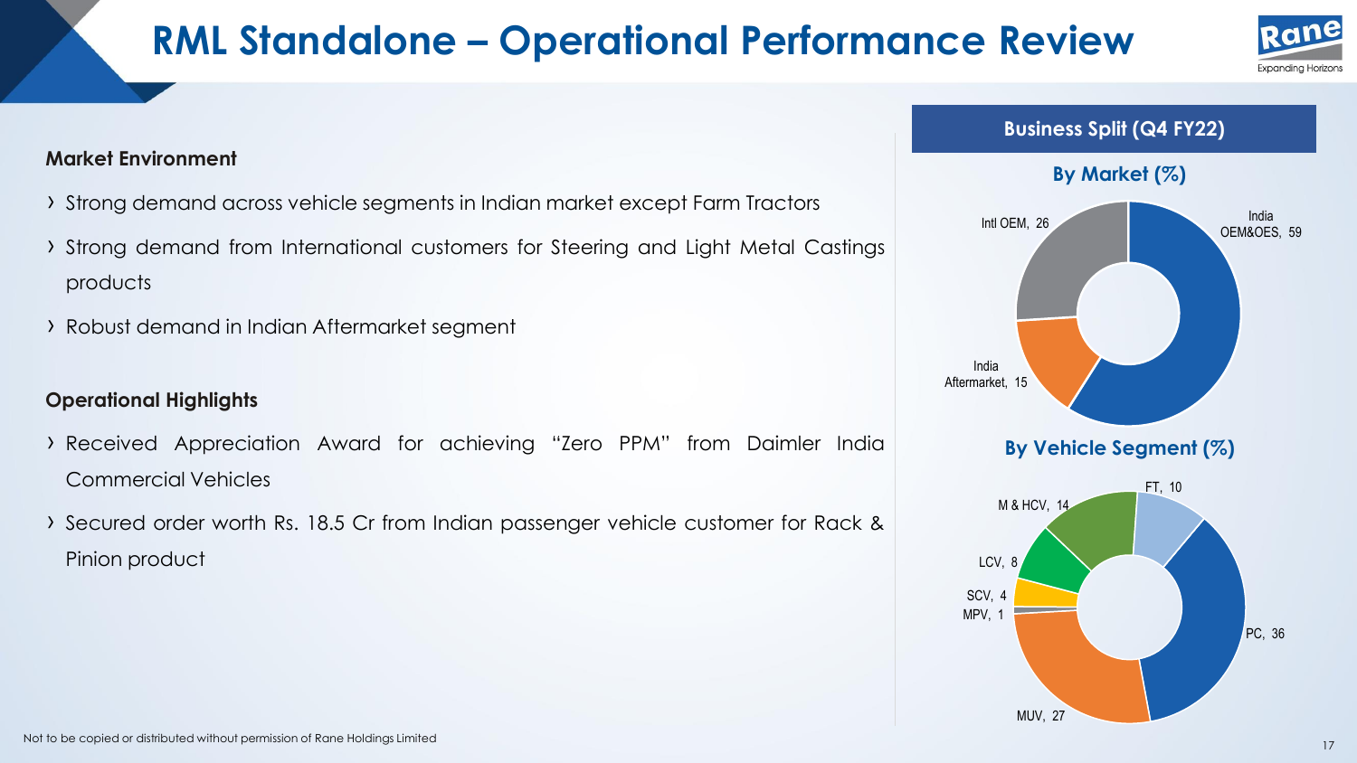# RML Standalone – Operational Performance Review

### Market Environment

- Strong demand across vehicle segments in Indian market except Farm Tractors
- Strong demand from International customers for Steering and Light Metal Castings products
- Robust demand in Indian Aftermarket segment

### Operational Highlights

- Received Appreciation Award for achieving "Zero PPM" from Daimler India Commercial Vehicles
- Secured order worth Rs. 18.5 Cr from Indian passenger vehicle customer for Rack & Pinion product

## Business Split (Q4 FY22)

**By Market (%)**

| Market | % |
|---|---|
| India OEM&OES | 59 |
| Intl OEM | 26 |
| India Aftermarket | 15 |

**By Vehicle Segment (%)**

| Segment | % |
|---|---|
| PC | 36 |
| MUV | 27 |
| M & HCV | 14 |
| FT | 10 |
| LCV | 8 |
| SCV | 4 |
| MPV | 1 |

Not to be copied or distributed without permission of Rane Holdings Limited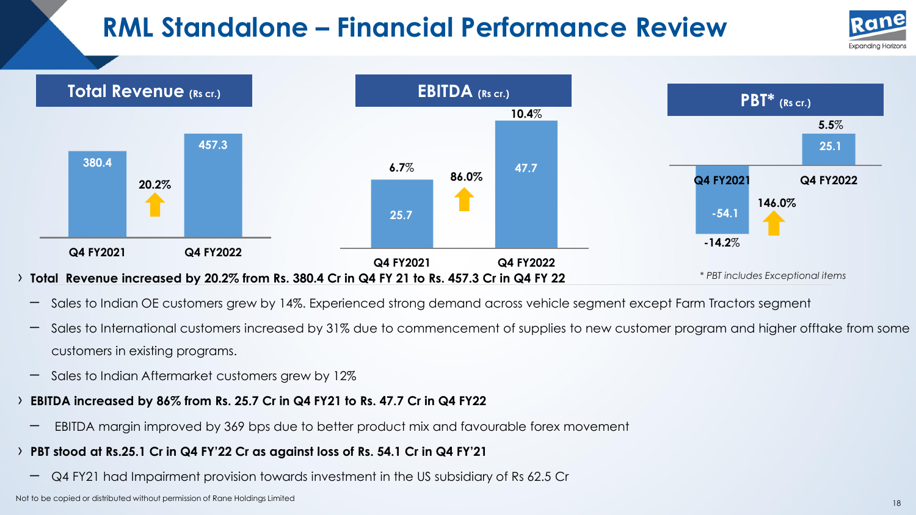# RML Standalone – Financial Performance Review

| | Q4 FY2021 | Q4 FY2022 | Growth |
|---|---|---|---|
| Total Revenue (Rs cr.) | 380.4 | 457.3 | 20.2% |
| EBITDA (Rs cr.) | 25.7 | 47.7 | 86.0% |
| EBITDA margin | 6.7% | 10.4% | |
| PBT* (Rs cr.) | -54.1 | 25.1 | 146.0% |
| PBT margin | -14.2% | 5.5% | |

*\* PBT includes Exceptional items*

- **Total Revenue increased by 20.2% from Rs. 380.4 Cr in Q4 FY 21 to Rs. 457.3 Cr in Q4 FY 22**
  - Sales to Indian OE customers grew by 14%. Experienced strong demand across vehicle segment except Farm Tractors segment
  - Sales to International customers increased by 31% due to commencement of supplies to new customer program and higher offtake from some customers in existing programs.
  - Sales to Indian Aftermarket customers grew by 12%
- **EBITDA increased by 86% from Rs. 25.7 Cr in Q4 FY21 to Rs. 47.7 Cr in Q4 FY22**
  - EBITDA margin improved by 369 bps due to better product mix and favourable forex movement
- **PBT stood at Rs.25.1 Cr in Q4 FY'22 Cr as against loss of Rs. 54.1 Cr in Q4 FY'21**
  - Q4 FY21 had Impairment provision towards investment in the US subsidiary of Rs 62.5 Cr

Not to be copied or distributed without permission of Rane Holdings Limited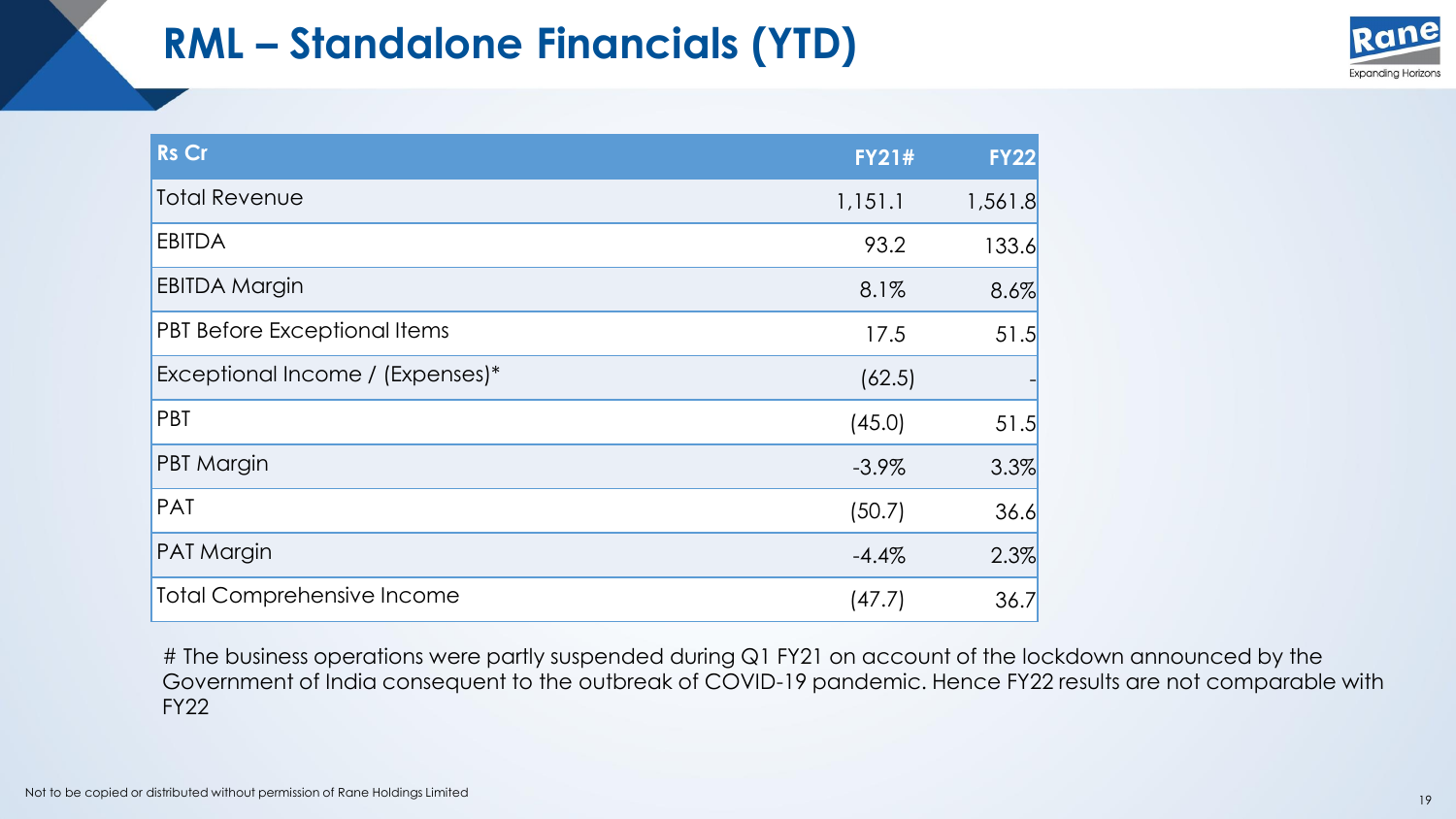# RML – Standalone Financials (YTD)

| Rs Cr | FY21# | FY22 |
|---|---|---|
| Total Revenue | 1,151.1 | 1,561.8 |
| EBITDA | 93.2 | 133.6 |
| EBITDA Margin | 8.1% | 8.6% |
| PBT Before Exceptional Items | 17.5 | 51.5 |
| Exceptional Income / (Expenses)* | (62.5) | - |
| PBT | (45.0) | 51.5 |
| PBT Margin | -3.9% | 3.3% |
| PAT | (50.7) | 36.6 |
| PAT Margin | -4.4% | 2.3% |
| Total Comprehensive Income | (47.7) | 36.7 |

# The business operations were partly suspended during Q1 FY21 on account of the lockdown announced by the Government of India consequent to the outbreak of COVID-19 pandemic. Hence FY22 results are not comparable with FY22

Not to be copied or distributed without permission of Rane Holdings Limited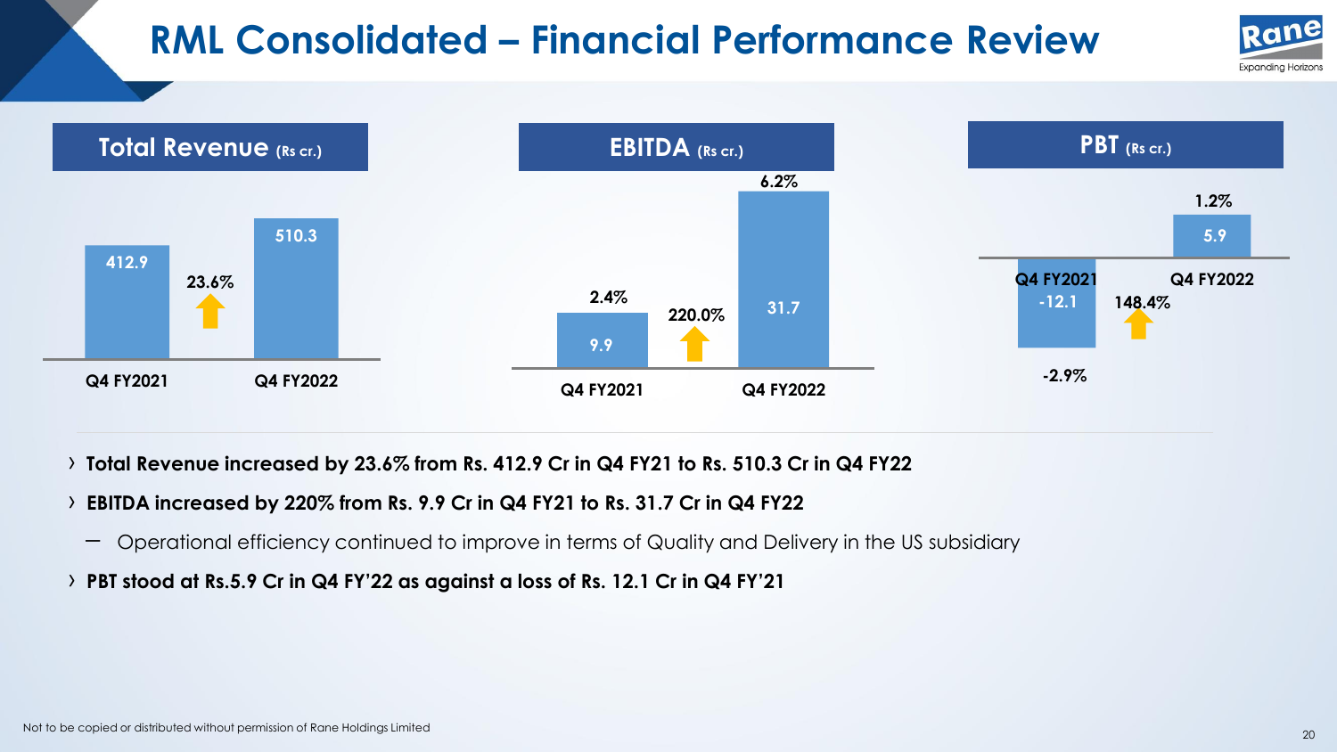# RML Consolidated – Financial Performance Review

**Total Revenue (Rs cr.)**

| | Q4 FY2021 | Q4 FY2022 | Growth |
|---|---|---|---|
| Total Revenue | 412.9 | 510.3 | 23.6% |

**EBITDA (Rs cr.)**

| | Q4 FY2021 | Q4 FY2022 | Growth |
|---|---|---|---|
| EBITDA | 9.9 | 31.7 | 220.0% |
| Margin | 2.4% | 6.2% | |

**PBT (Rs cr.)**

| | Q4 FY2021 | Q4 FY2022 | Growth |
|---|---|---|---|
| PBT | -12.1 | 5.9 | 148.4% |
| Margin | -2.9% | 1.2% | |

- **Total Revenue increased by 23.6% from Rs. 412.9 Cr in Q4 FY21 to Rs. 510.3 Cr in Q4 FY22**
- **EBITDA increased by 220% from Rs. 9.9 Cr in Q4 FY21 to Rs. 31.7 Cr in Q4 FY22**
  - Operational efficiency continued to improve in terms of Quality and Delivery in the US subsidiary
- **PBT stood at Rs.5.9 Cr in Q4 FY'22 as against a loss of Rs. 12.1 Cr in Q4 FY'21**

Not to be copied or distributed without permission of Rane Holdings Limited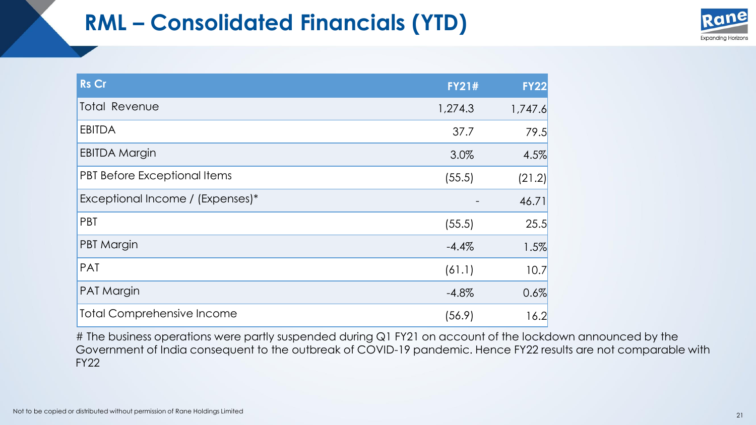# RML – Consolidated Financials (YTD)

| Rs Cr | FY21# | FY22 |
|---|---|---|
| Total Revenue | 1,274.3 | 1,747.6 |
| EBITDA | 37.7 | 79.5 |
| EBITDA Margin | 3.0% | 4.5% |
| PBT Before Exceptional Items | (55.5) | (21.2) |
| Exceptional Income / (Expenses)* | - | 46.71 |
| PBT | (55.5) | 25.5 |
| PBT Margin | -4.4% | 1.5% |
| PAT | (61.1) | 10.7 |
| PAT Margin | -4.8% | 0.6% |
| Total Comprehensive Income | (56.9) | 16.2 |

# The business operations were partly suspended during Q1 FY21 on account of the lockdown announced by the Government of India consequent to the outbreak of COVID-19 pandemic. Hence FY22 results are not comparable with FY22

Not to be copied or distributed without permission of Rane Holdings Limited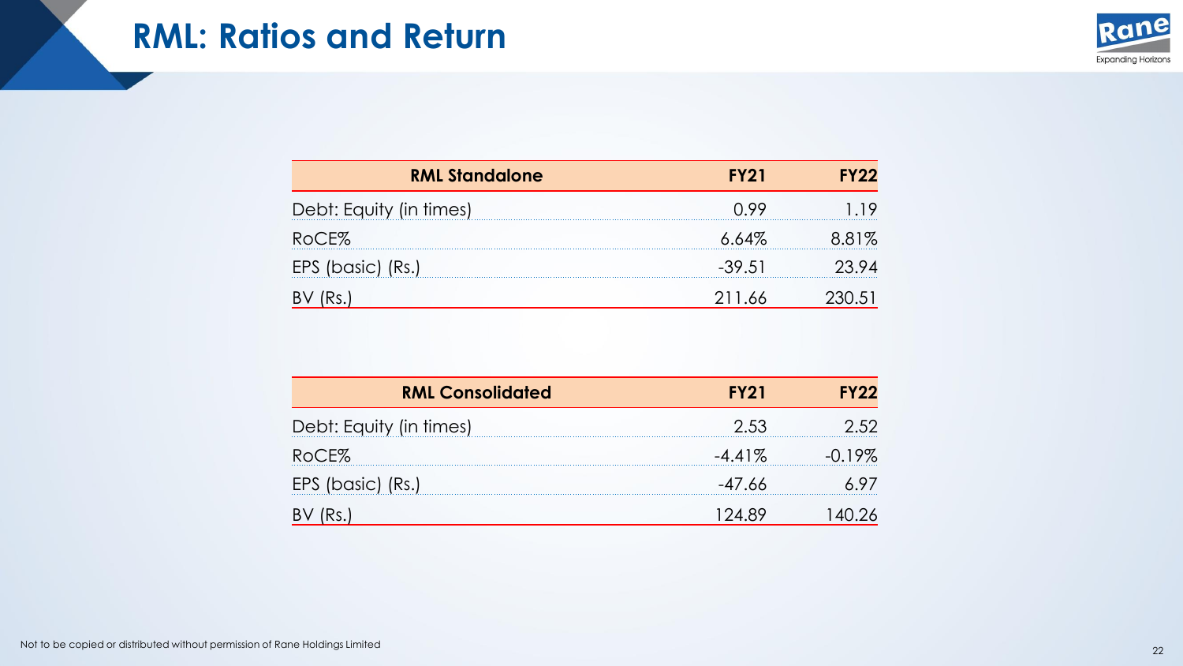# RML: Ratios and Return

| RML Standalone | FY21 | FY22 |
|---|---|---|
| Debt: Equity (in times) | 0.99 | 1.19 |
| RoCE% | 6.64% | 8.81% |
| EPS (basic) (Rs.) | -39.51 | 23.94 |
| BV (Rs.) | 211.66 | 230.51 |

| RML Consolidated | FY21 | FY22 |
|---|---|---|
| Debt: Equity (in times) | 2.53 | 2.52 |
| RoCE% | -4.41% | -0.19% |
| EPS (basic) (Rs.) | -47.66 | 6.97 |
| BV (Rs.) | 124.89 | 140.26 |

Not to be copied or distributed without permission of Rane Holdings Limited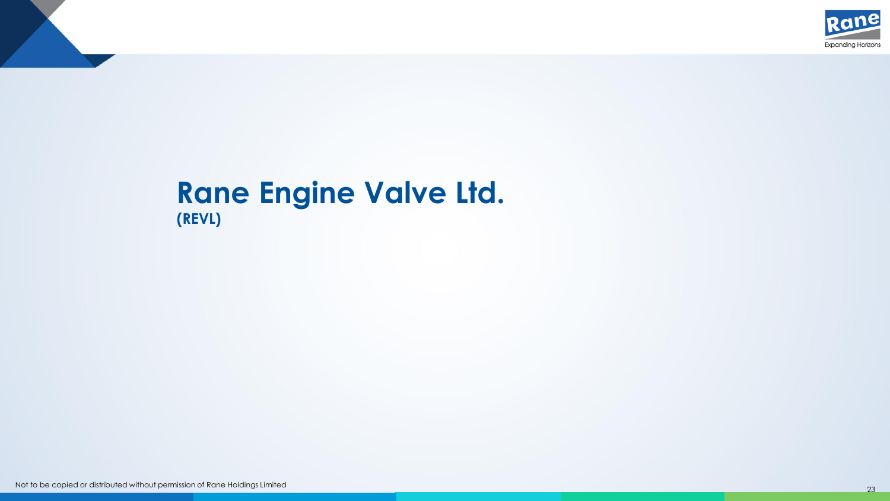# Rane Engine Valve Ltd.

**(REVL)**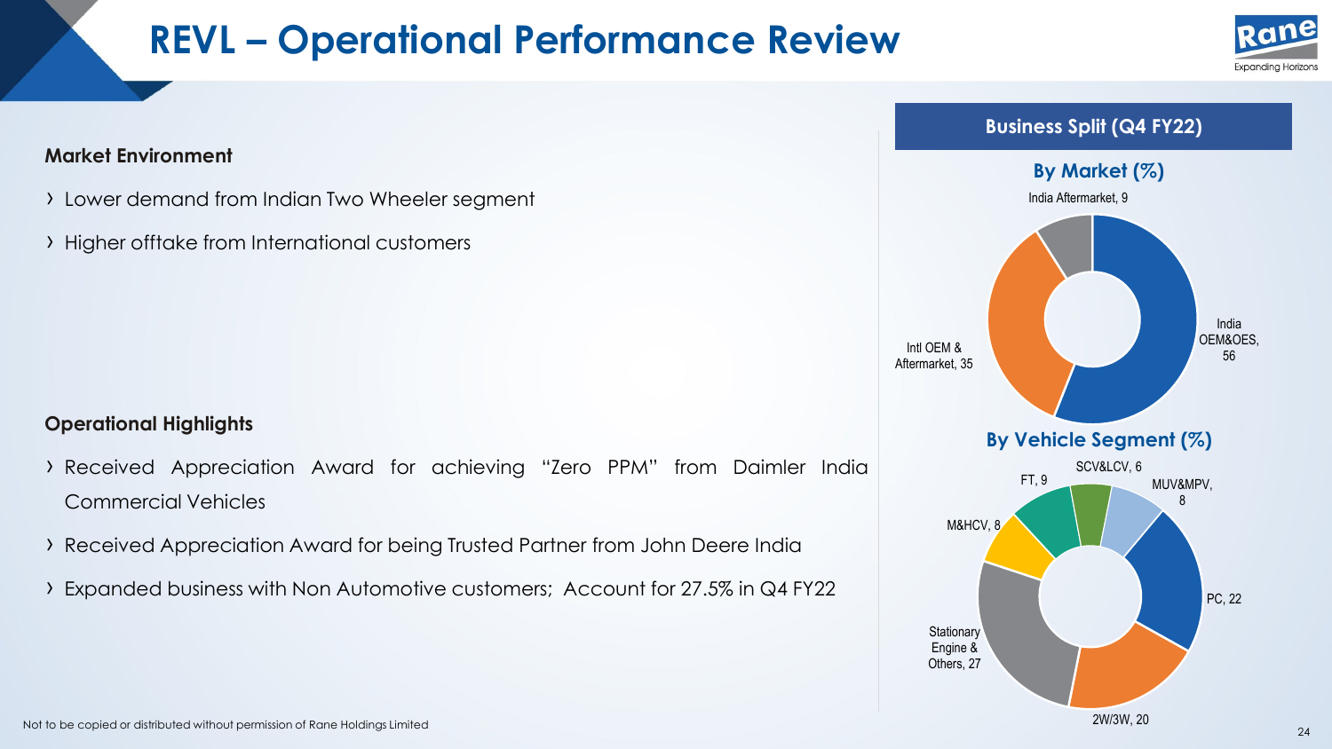# REVL – Operational Performance Review

**Market Environment**

- Lower demand from Indian Two Wheeler segment
- Higher offtake from International customers

**Operational Highlights**

- Received Appreciation Award for achieving "Zero PPM" from Daimler India Commercial Vehicles
- Received Appreciation Award for being Trusted Partner from John Deere India
- Expanded business with Non Automotive customers; Account for 27.5% in Q4 FY22

## Business Split (Q4 FY22)

**By Market (%)**

| Market | % |
| --- | --- |
| India OEM&OES | 56 |
| Intl OEM & Aftermarket | 35 |
| India Aftermarket | 9 |

**By Vehicle Segment (%)**

| Segment | % |
| --- | --- |
| PC | 22 |
| 2W/3W | 20 |
| Stationary Engine & Others | 27 |
| M&HCV | 8 |
| FT | 9 |
| SCV&LCV | 6 |
| MUV&MPV | 8 |

Not to be copied or distributed without permission of Rane Holdings Limited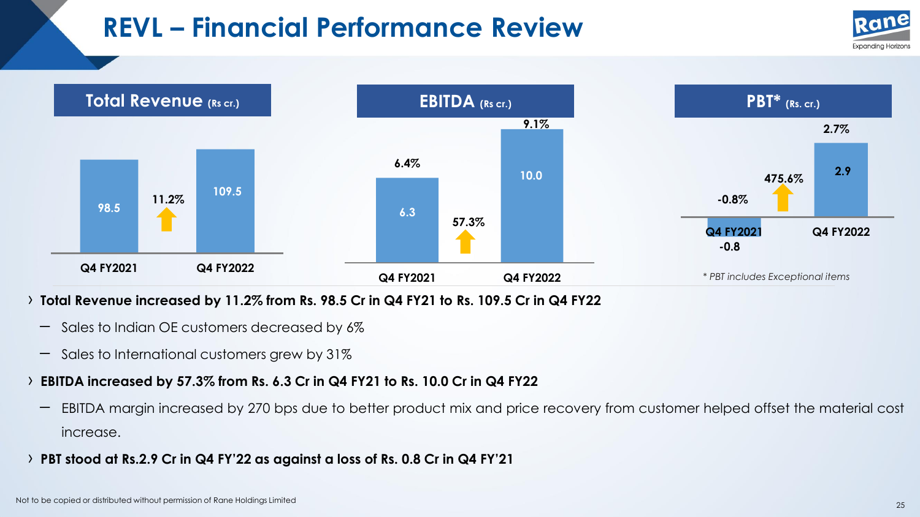# REVL – Financial Performance Review

| Total Revenue (Rs cr.) | Q4 FY2021 | Q4 FY2022 | Growth |
|---|---|---|---|
| | 98.5 | 109.5 | 11.2% |

| EBITDA (Rs cr.) | Q4 FY2021 | Q4 FY2022 | Growth |
|---|---|---|---|
| EBITDA | 6.3 | 10.0 | 57.3% |
| Margin | 6.4% | 9.1% | |

| PBT* (Rs. cr.) | Q4 FY2021 | Q4 FY2022 | Growth |
|---|---|---|---|
| PBT | -0.8 | 2.9 | 475.6% |
| Margin | -0.8% | 2.7% | |

*\* PBT includes Exceptional items*

- **Total Revenue increased by 11.2% from Rs. 98.5 Cr in Q4 FY21 to Rs. 109.5 Cr in Q4 FY22**
  - Sales to Indian OE customers decreased by 6%
  - Sales to International customers grew by 31%
- **EBITDA increased by 57.3% from Rs. 6.3 Cr in Q4 FY21 to Rs. 10.0 Cr in Q4 FY22**
  - EBITDA margin increased by 270 bps due to better product mix and price recovery from customer helped offset the material cost increase.
- **PBT stood at Rs.2.9 Cr in Q4 FY'22 as against a loss of Rs. 0.8 Cr in Q4 FY'21**

Not to be copied or distributed without permission of Rane Holdings Limited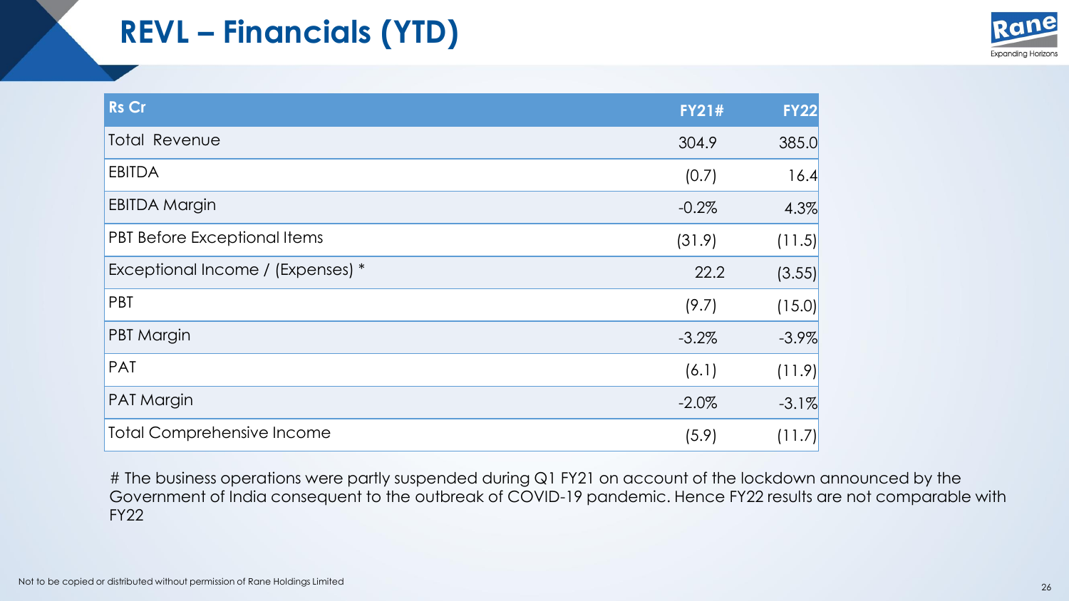# REVL – Financials (YTD)

| Rs Cr | FY21# | FY22 |
|---|---|---|
| Total Revenue | 304.9 | 385.0 |
| EBITDA | (0.7) | 16.4 |
| EBITDA Margin | -0.2% | 4.3% |
| PBT Before Exceptional Items | (31.9) | (11.5) |
| Exceptional Income / (Expenses) * | 22.2 | (3.55) |
| PBT | (9.7) | (15.0) |
| PBT Margin | -3.2% | -3.9% |
| PAT | (6.1) | (11.9) |
| PAT Margin | -2.0% | -3.1% |
| Total Comprehensive Income | (5.9) | (11.7) |

# The business operations were partly suspended during Q1 FY21 on account of the lockdown announced by the Government of India consequent to the outbreak of COVID-19 pandemic. Hence FY22 results are not comparable with FY22

Not to be copied or distributed without permission of Rane Holdings Limited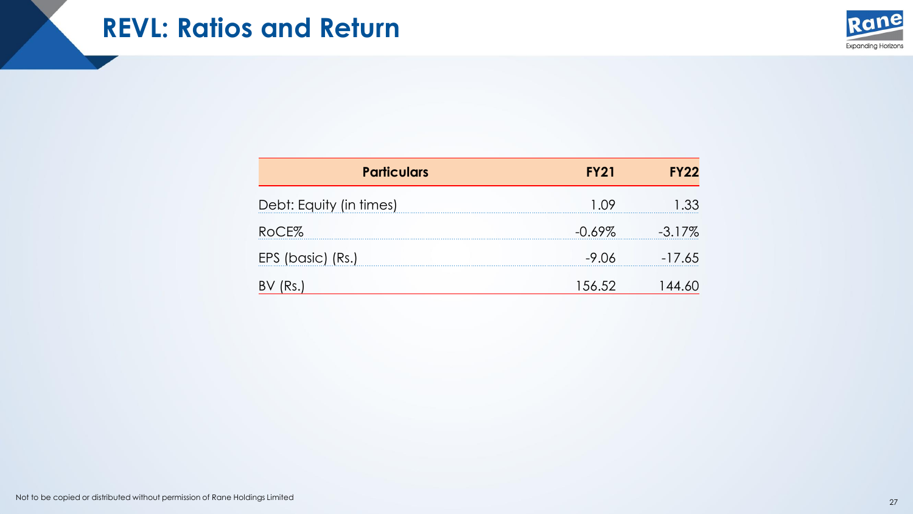# REVL: Ratios and Return

| Particulars | FY21 | FY22 |
|---|---|---|
| Debt: Equity (in times) | 1.09 | 1.33 |
| RoCE% | -0.69% | -3.17% |
| EPS (basic) (Rs.) | -9.06 | -17.65 |
| BV (Rs.) | 156.52 | 144.60 |

Not to be copied or distributed without permission of Rane Holdings Limited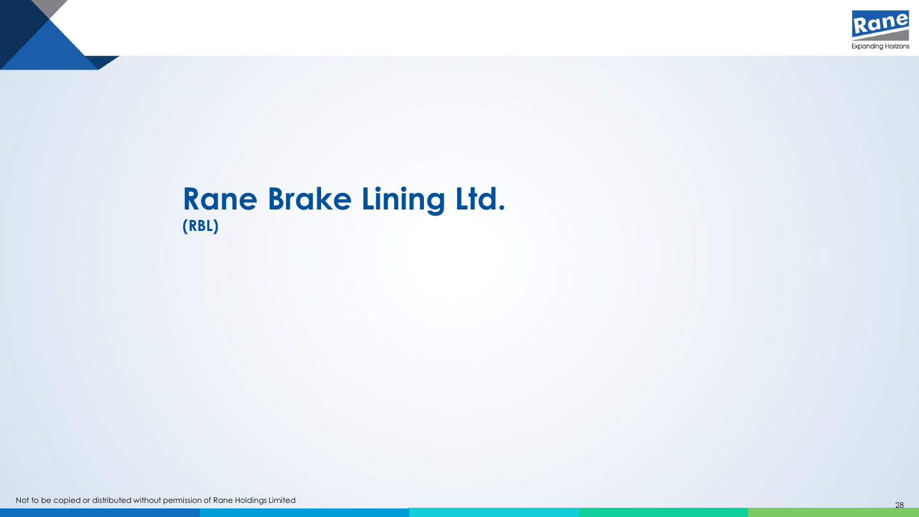# Rane Brake Lining Ltd.

**(RBL)**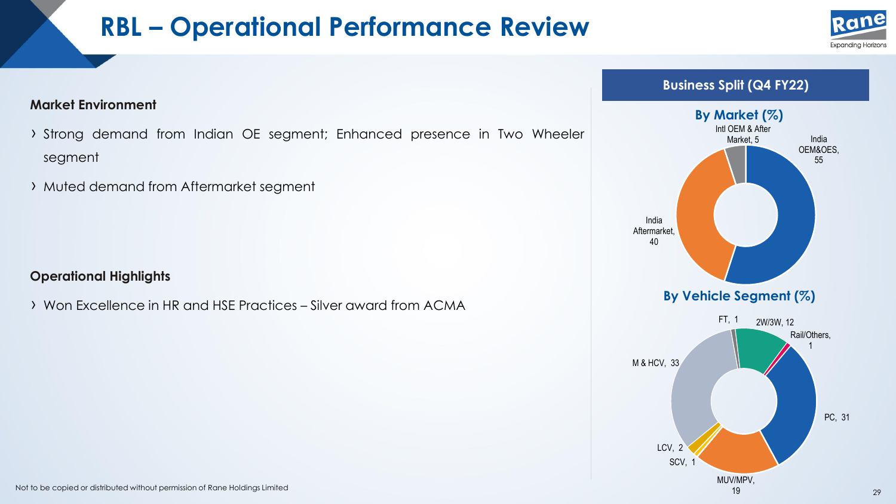# RBL – Operational Performance Review

**Market Environment**

- Strong demand from Indian OE segment; Enhanced presence in Two Wheeler segment
- Muted demand from Aftermarket segment

**Operational Highlights**

- Won Excellence in HR and HSE Practices – Silver award from ACMA

## Business Split (Q4 FY22)

**By Market (%)**

| Market | % |
|---|---|
| India OEM&OES | 55 |
| India Aftermarket | 40 |
| Intl OEM & After Market | 5 |

**By Vehicle Segment (%)**

| Segment | % |
|---|---|
| M & HCV | 33 |
| PC | 31 |
| MUV/MPV | 19 |
| 2W/3W | 12 |
| LCV | 2 |
| SCV | 1 |
| FT | 1 |
| Rail/Others | 1 |

Not to be copied or distributed without permission of Rane Holdings Limited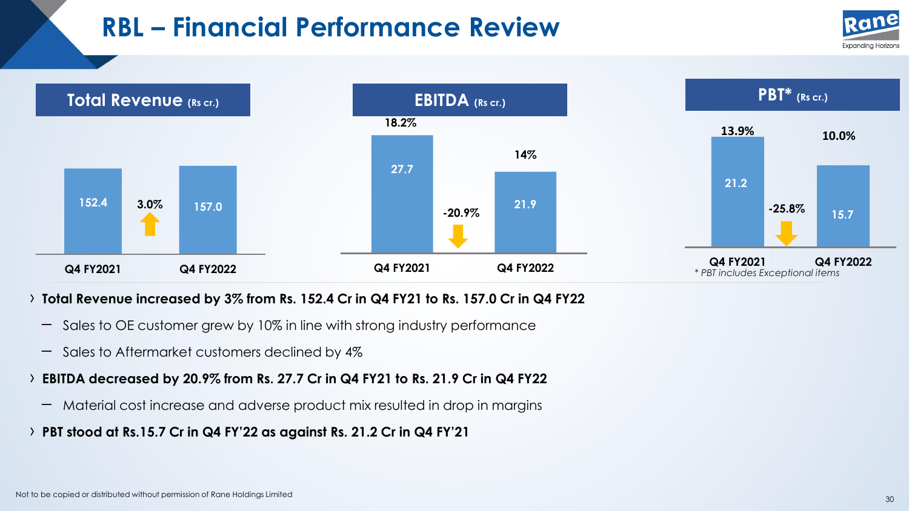# RBL – Financial Performance Review

| Total Revenue (Rs cr.) | Q4 FY2021 | Q4 FY2022 | Change |
|---|---|---|---|
| | 152.4 | 157.0 | 3.0% |

| EBITDA (Rs cr.) | Q4 FY2021 | Q4 FY2022 | Change |
|---|---|---|---|
| | 27.7 | 21.9 | -20.9% |
| Margin | 18.2% | 14% | |

| PBT* (Rs cr.) | Q4 FY2021 | Q4 FY2022 | Change |
|---|---|---|---|
| | 21.2 | 15.7 | -25.8% |
| Margin | 13.9% | 10.0% | |

*\* PBT includes Exceptional items*

- **Total Revenue increased by 3% from Rs. 152.4 Cr in Q4 FY21 to Rs. 157.0 Cr in Q4 FY22**
  - Sales to OE customer grew by 10% in line with strong industry performance
  - Sales to Aftermarket customers declined by 4%
- **EBITDA decreased by 20.9% from Rs. 27.7 Cr in Q4 FY21 to Rs. 21.9 Cr in Q4 FY22**
  - Material cost increase and adverse product mix resulted in drop in margins
- **PBT stood at Rs.15.7 Cr in Q4 FY'22 as against Rs. 21.2 Cr in Q4 FY'21**

Not to be copied or distributed without permission of Rane Holdings Limited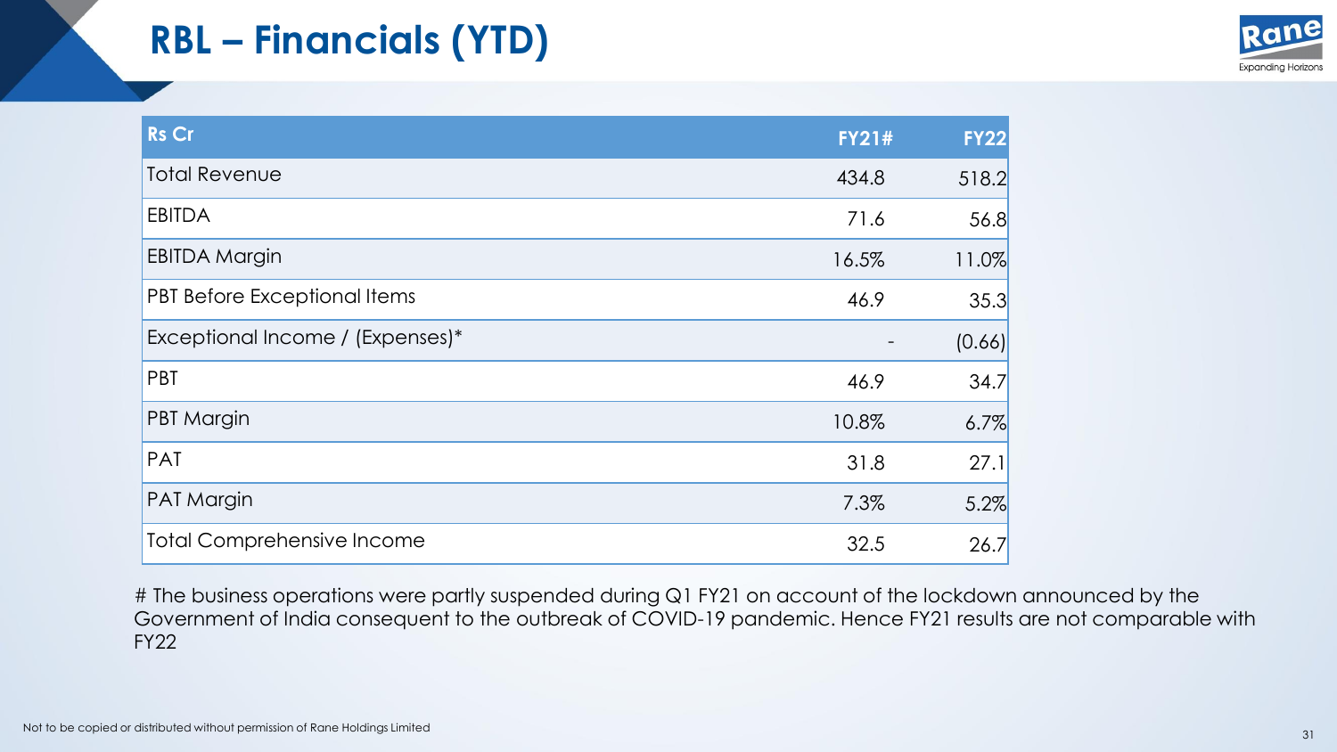# RBL – Financials (YTD)

| Rs Cr | FY21# | FY22 |
|---|---|---|
| Total Revenue | 434.8 | 518.2 |
| EBITDA | 71.6 | 56.8 |
| EBITDA Margin | 16.5% | 11.0% |
| PBT Before Exceptional Items | 46.9 | 35.3 |
| Exceptional Income / (Expenses)* | - | (0.66) |
| PBT | 46.9 | 34.7 |
| PBT Margin | 10.8% | 6.7% |
| PAT | 31.8 | 27.1 |
| PAT Margin | 7.3% | 5.2% |
| Total Comprehensive Income | 32.5 | 26.7 |

# The business operations were partly suspended during Q1 FY21 on account of the lockdown announced by the Government of India consequent to the outbreak of COVID-19 pandemic. Hence FY21 results are not comparable with FY22

Not to be copied or distributed without permission of Rane Holdings Limited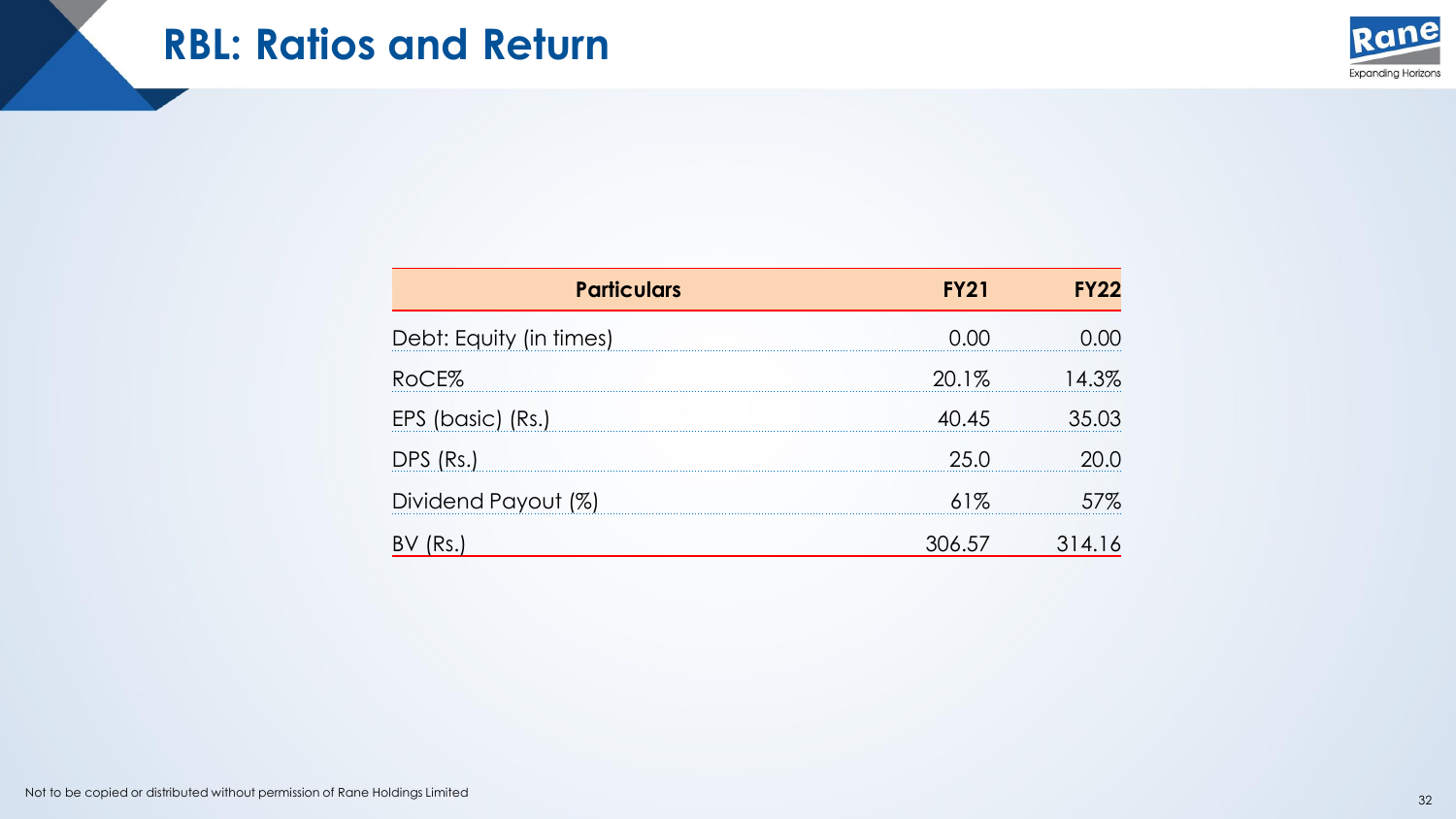# RBL: Ratios and Return

| Particulars | FY21 | FY22 |
| --- | --- | --- |
| Debt: Equity (in times) | 0.00 | 0.00 |
| RoCE% | 20.1% | 14.3% |
| EPS (basic) (Rs.) | 40.45 | 35.03 |
| DPS (Rs.) | 25.0 | 20.0 |
| Dividend Payout (%) | 61% | 57% |
| BV (Rs.) | 306.57 | 314.16 |

Not to be copied or distributed without permission of Rane Holdings Limited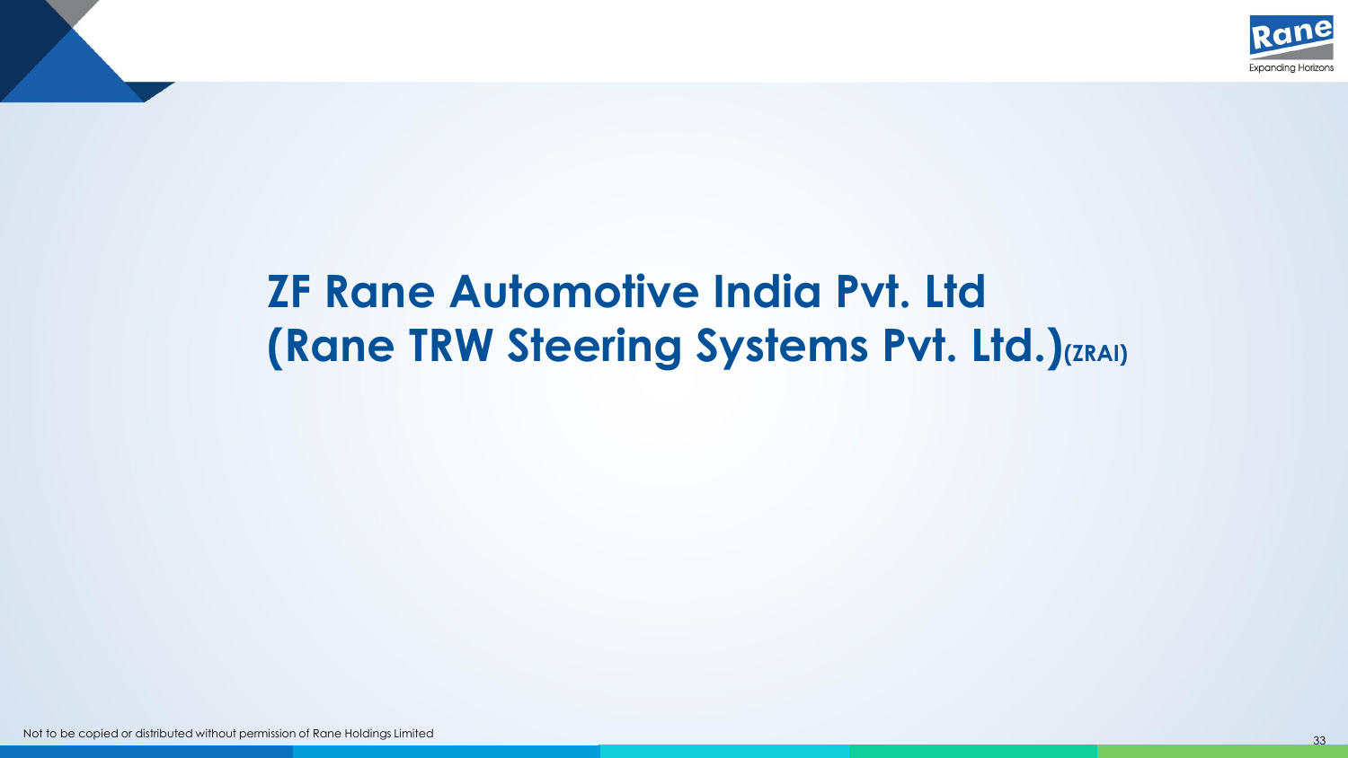# ZF Rane Automotive India Pvt. Ltd (Rane TRW Steering Systems Pvt. Ltd.)(ZRAI)

Not to be copied or distributed without permission of Rane Holdings Limited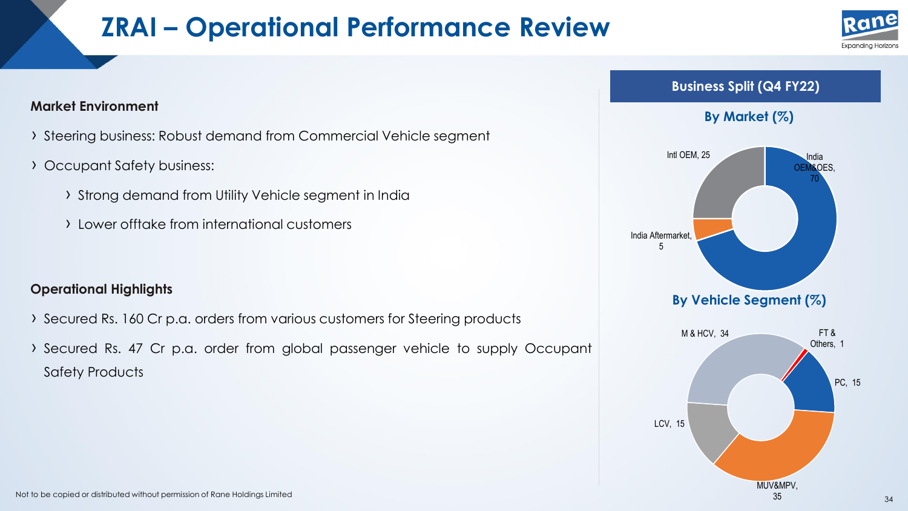# ZRAI – Operational Performance Review

**Market Environment**

- Steering business: Robust demand from Commercial Vehicle segment
- Occupant Safety business:
  - Strong demand from Utility Vehicle segment in India
  - Lower offtake from international customers

**Operational Highlights**

- Secured Rs. 160 Cr p.a. orders from various customers for Steering products
- Secured Rs. 47 Cr p.a. order from global passenger vehicle to supply Occupant Safety Products

## Business Split (Q4 FY22)

### By Market (%)

| Market | % |
| --- | --- |
| India OEM&OES | 70 |
| Intl OEM | 25 |
| India Aftermarket | 5 |

### By Vehicle Segment (%)

| Segment | % |
| --- | --- |
| M & HCV | 34 |
| FT & Others | 1 |
| PC | 15 |
| MUV&MPV | 35 |
| LCV | 15 |

Not to be copied or distributed without permission of Rane Holdings Limited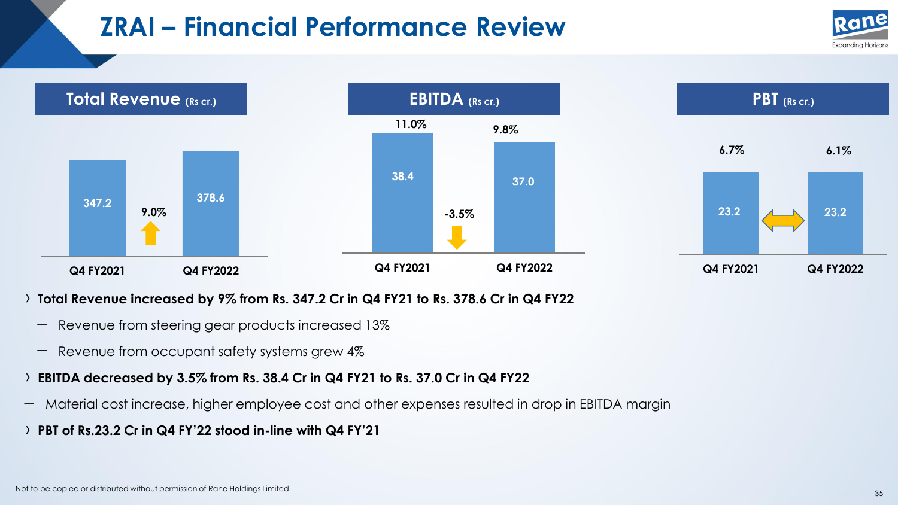# ZRAI – Financial Performance Review

## Total Revenue (Rs cr.)

| | Q4 FY2021 | Q4 FY2022 | Change |
|---|---|---|---|
| Total Revenue | 347.2 | 378.6 | 9.0% |

## EBITDA (Rs cr.)

| | Q4 FY2021 | Q4 FY2022 | Change |
|---|---|---|---|
| EBITDA | 38.4 | 37.0 | -3.5% |
| Margin | 11.0% | 9.8% | |

## PBT (Rs cr.)

| | Q4 FY2021 | Q4 FY2022 |
|---|---|---|
| PBT | 23.2 | 23.2 |
| Margin | 6.7% | 6.1% |

- **Total Revenue increased by 9% from Rs. 347.2 Cr in Q4 FY21 to Rs. 378.6 Cr in Q4 FY22**
  - Revenue from steering gear products increased 13%
  - Revenue from occupant safety systems grew 4%
- **EBITDA decreased by 3.5% from Rs. 38.4 Cr in Q4 FY21 to Rs. 37.0 Cr in Q4 FY22**
  - Material cost increase, higher employee cost and other expenses resulted in drop in EBITDA margin
- **PBT of Rs.23.2 Cr in Q4 FY'22 stood in-line with Q4 FY'21**

Not to be copied or distributed without permission of Rane Holdings Limited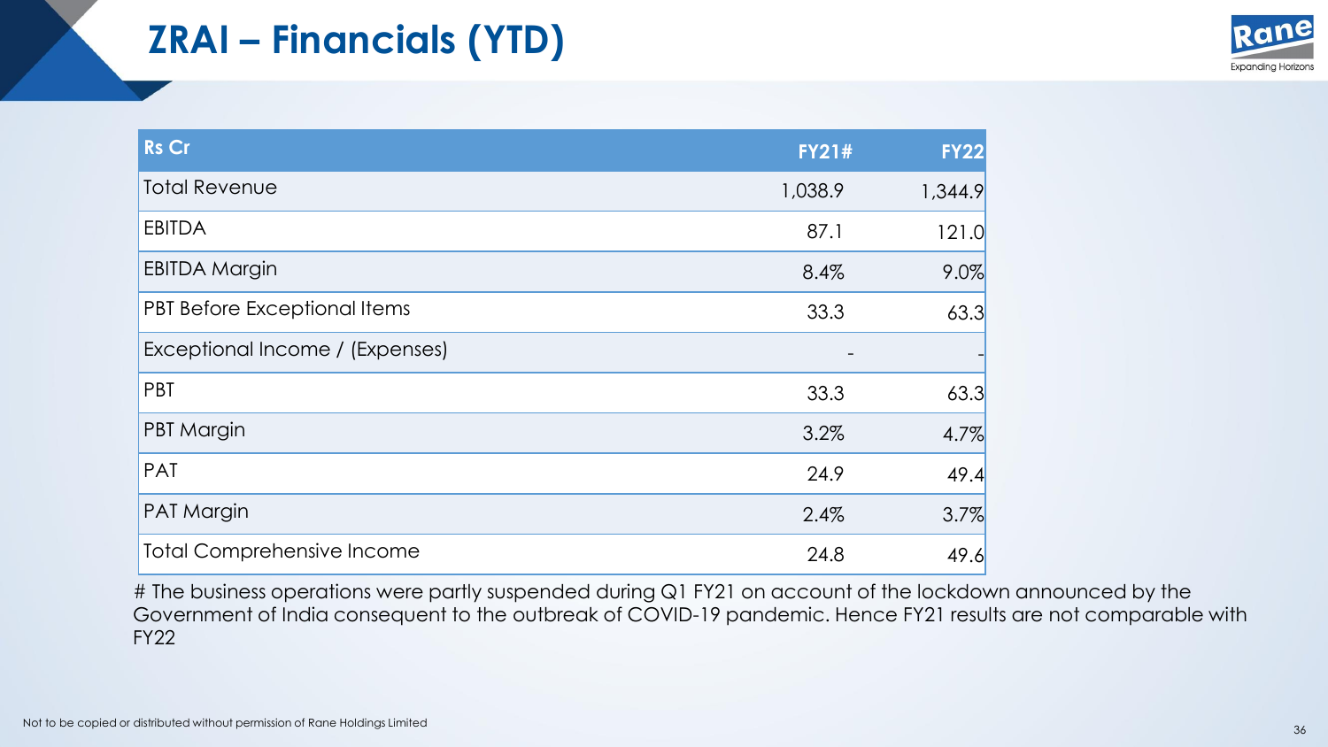# ZRAI – Financials (YTD)

| Rs Cr | FY21# | FY22 |
|---|---|---|
| Total Revenue | 1,038.9 | 1,344.9 |
| EBITDA | 87.1 | 121.0 |
| EBITDA Margin | 8.4% | 9.0% |
| PBT Before Exceptional Items | 33.3 | 63.3 |
| Exceptional Income / (Expenses) | - | - |
| PBT | 33.3 | 63.3 |
| PBT Margin | 3.2% | 4.7% |
| PAT | 24.9 | 49.4 |
| PAT Margin | 2.4% | 3.7% |
| Total Comprehensive Income | 24.8 | 49.6 |

# The business operations were partly suspended during Q1 FY21 on account of the lockdown announced by the Government of India consequent to the outbreak of COVID-19 pandemic. Hence FY21 results are not comparable with FY22

Not to be copied or distributed without permission of Rane Holdings Limited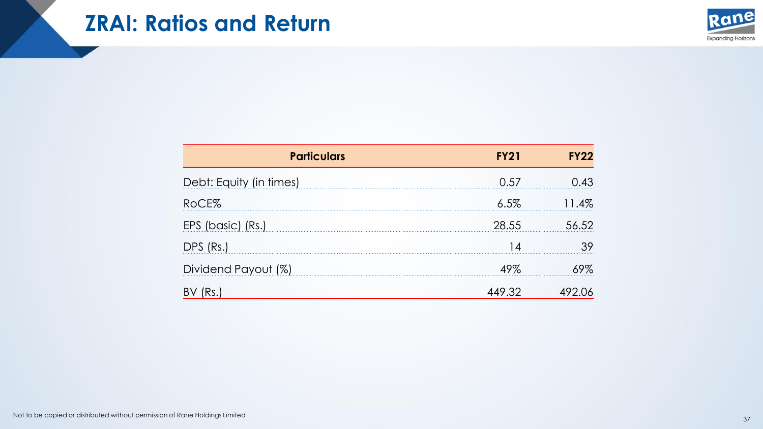# ZRAI: Ratios and Return

| Particulars | FY21 | FY22 |
|---|---|---|
| Debt: Equity (in times) | 0.57 | 0.43 |
| RoCE% | 6.5% | 11.4% |
| EPS (basic) (Rs.) | 28.55 | 56.52 |
| DPS (Rs.) | 14 | 39 |
| Dividend Payout (%) | 49% | 69% |
| BV (Rs.) | 449.32 | 492.06 |

Not to be copied or distributed without permission of Rane Holdings Limited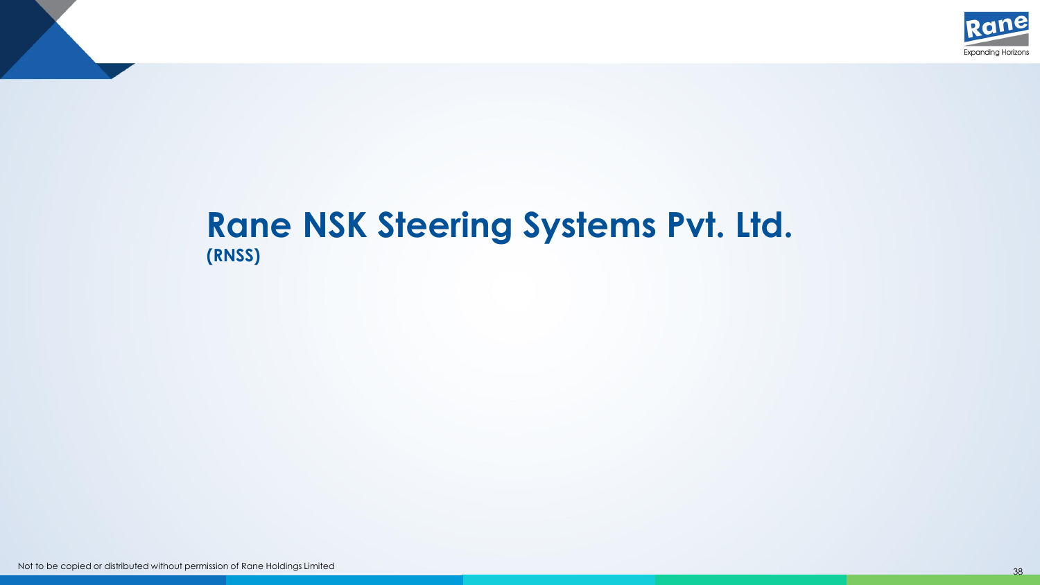# Rane NSK Steering Systems Pvt. Ltd.

**(RNSS)**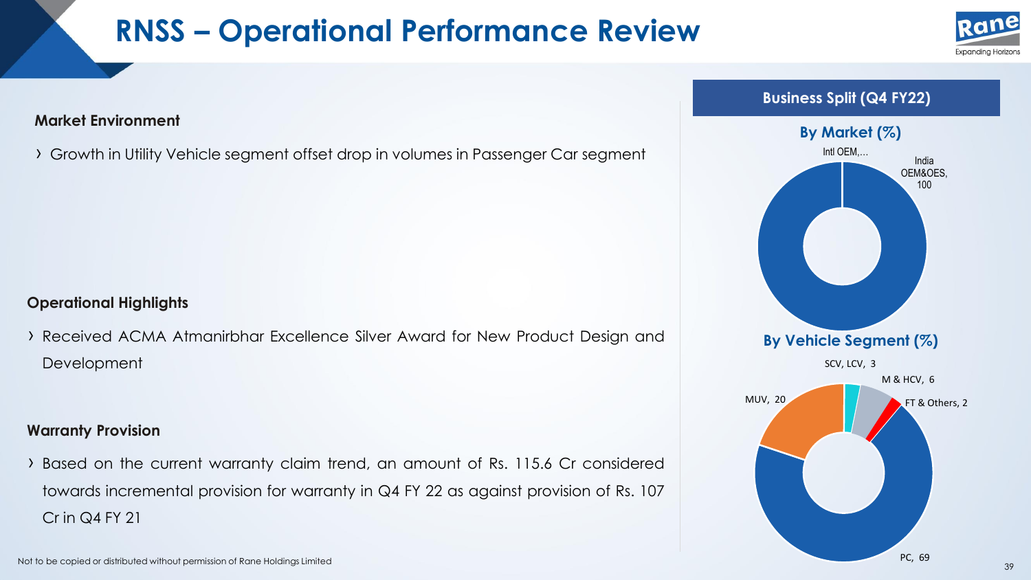# RNSS – Operational Performance Review

**Market Environment**

- Growth in Utility Vehicle segment offset drop in volumes in Passenger Car segment

**Operational Highlights**

- Received ACMA Atmanirbhar Excellence Silver Award for New Product Design and Development

**Warranty Provision**

- Based on the current warranty claim trend, an amount of Rs. 115.6 Cr considered towards incremental provision for warranty in Q4 FY 22 as against provision of Rs. 107 Cr in Q4 FY 21

**Business Split (Q4 FY22)**

**By Market (%)**

Intl OEM,...

India OEM&OES, 100

**By Vehicle Segment (%)**

SCV, LCV, 3

M & HCV, 6

FT & Others, 2

MUV, 20

PC, 69

Not to be copied or distributed without permission of Rane Holdings Limited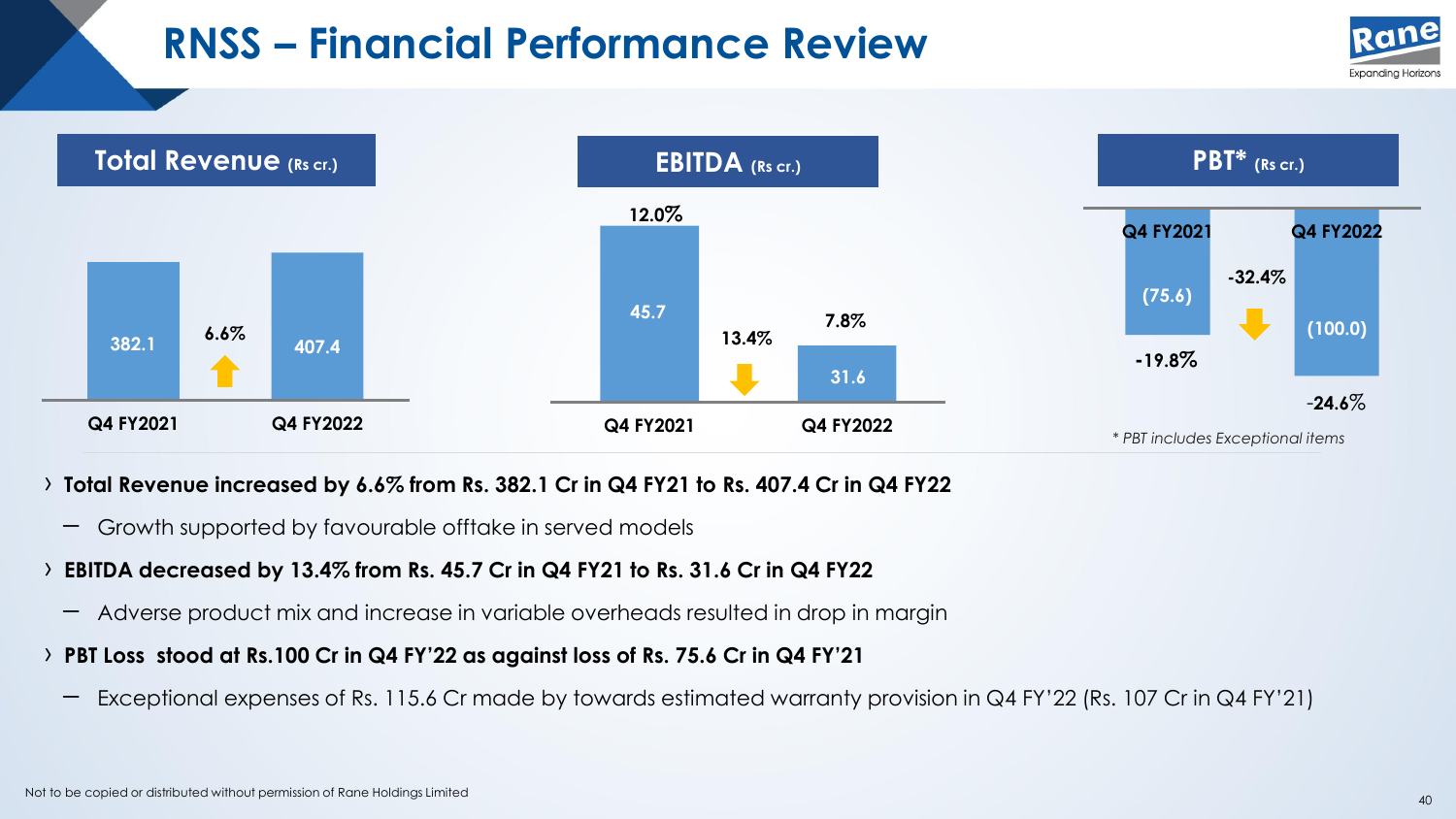# RNSS – Financial Performance Review

## Total Revenue (Rs cr.)

| | Q4 FY2021 | Q4 FY2022 |
|---|---|---|
| Total Revenue | 382.1 | 407.4 |
| Change | | 6.6% ↑ |

## EBITDA (Rs cr.)

| | Q4 FY2021 | Q4 FY2022 |
|---|---|---|
| EBITDA | 45.7 | 31.6 |
| Margin | 12.0% | 7.8% |
| Change | | 13.4% ↓ |

## PBT* (Rs cr.)

| | Q4 FY2021 | Q4 FY2022 |
|---|---|---|
| PBT | (75.6) | (100.0) |
| Margin | -19.8% | -24.6% |
| Change | | -32.4% ↓ |

*\* PBT includes Exceptional items*

- **Total Revenue increased by 6.6% from Rs. 382.1 Cr in Q4 FY21 to Rs. 407.4 Cr in Q4 FY22**
  - Growth supported by favourable offtake in served models
- **EBITDA decreased by 13.4% from Rs. 45.7 Cr in Q4 FY21 to Rs. 31.6 Cr in Q4 FY22**
  - Adverse product mix and increase in variable overheads resulted in drop in margin
- **PBT Loss stood at Rs.100 Cr in Q4 FY'22 as against loss of Rs. 75.6 Cr in Q4 FY'21**
  - Exceptional expenses of Rs. 115.6 Cr made by towards estimated warranty provision in Q4 FY'22 (Rs. 107 Cr in Q4 FY'21)

Not to be copied or distributed without permission of Rane Holdings Limited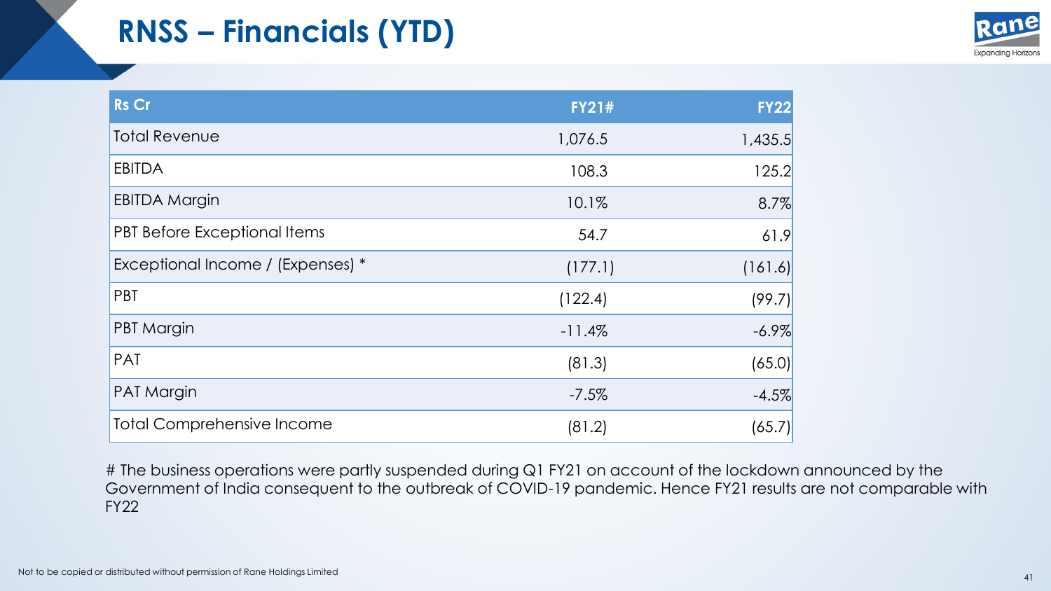# RNSS – Financials (YTD)

| Rs Cr | FY21# | FY22 |
|---|---|---|
| Total Revenue | 1,076.5 | 1,435.5 |
| EBITDA | 108.3 | 125.2 |
| EBITDA Margin | 10.1% | 8.7% |
| PBT Before Exceptional Items | 54.7 | 61.9 |
| Exceptional Income / (Expenses) * | (177.1) | (161.6) |
| PBT | (122.4) | (99.7) |
| PBT Margin | -11.4% | -6.9% |
| PAT | (81.3) | (65.0) |
| PAT Margin | -7.5% | -4.5% |
| Total Comprehensive Income | (81.2) | (65.7) |

# The business operations were partly suspended during Q1 FY21 on account of the lockdown announced by the Government of India consequent to the outbreak of COVID-19 pandemic. Hence FY21 results are not comparable with FY22

Not to be copied or distributed without permission of Rane Holdings Limited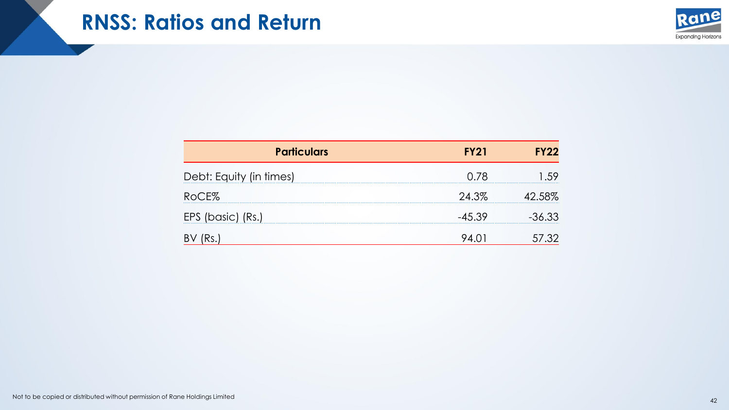# RNSS: Ratios and Return

| Particulars | FY21 | FY22 |
|---|---|---|
| Debt: Equity (in times) | 0.78 | 1.59 |
| RoCE% | 24.3% | 42.58% |
| EPS (basic) (Rs.) | -45.39 | -36.33 |
| BV (Rs.) | 94.01 | 57.32 |

Not to be copied or distributed without permission of Rane Holdings Limited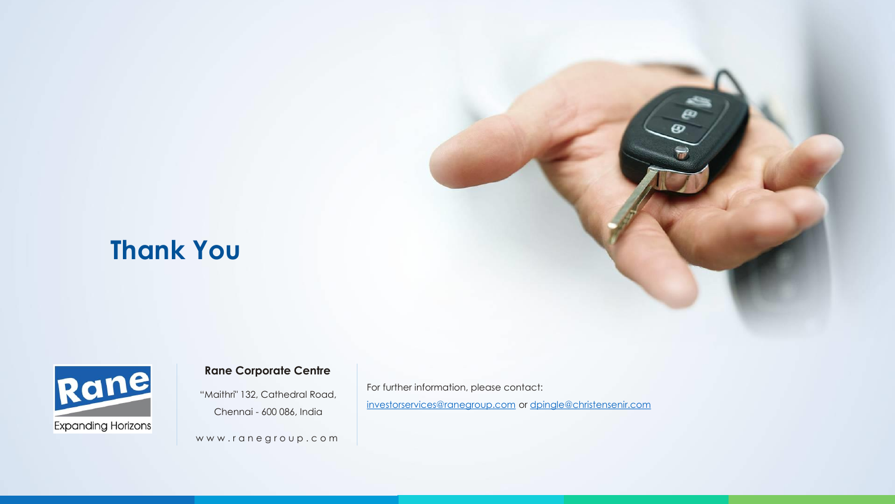# Thank You

**Rane Corporate Centre**

"Maithri" 132, Cathedral Road,
Chennai - 600 086, India

www.ranegroup.com

For further information, please contact:
investorservices@ranegroup.com or dpingle@christensenir.com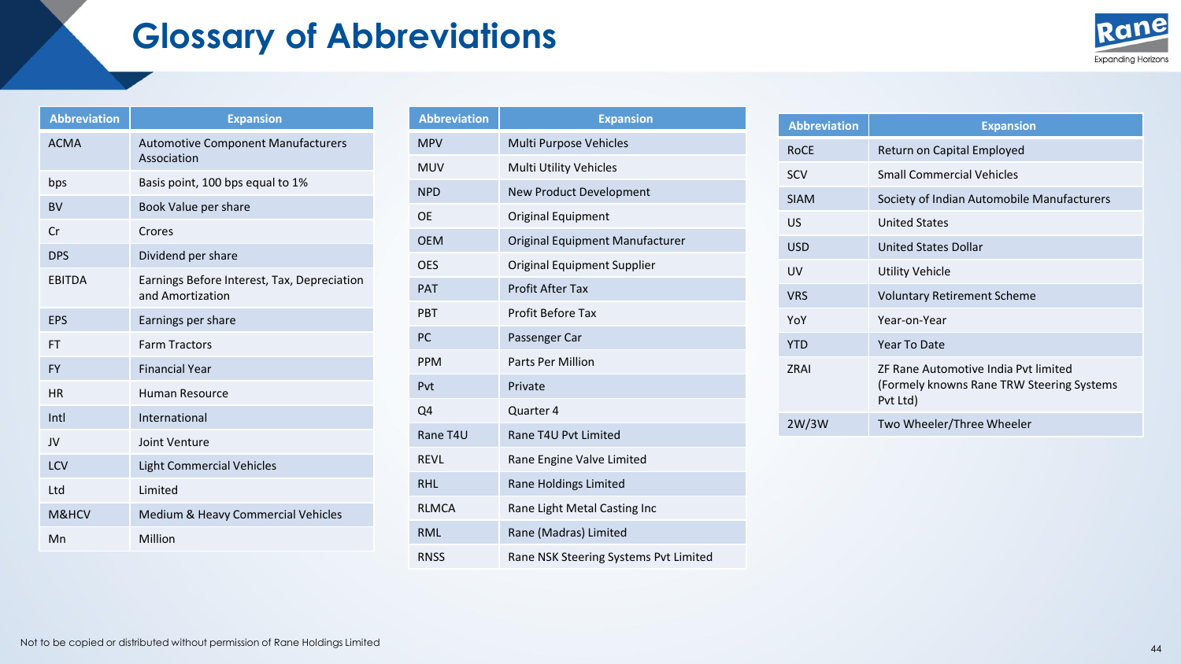# Glossary of Abbreviations

| Abbreviation | Expansion |
|---|---|
| ACMA | Automotive Component Manufacturers Association |
| bps | Basis point, 100 bps equal to 1% |
| BV | Book Value per share |
| Cr | Crores |
| DPS | Dividend per share |
| EBITDA | Earnings Before Interest, Tax, Depreciation and Amortization |
| EPS | Earnings per share |
| FT | Farm Tractors |
| FY | Financial Year |
| HR | Human Resource |
| Intl | International |
| JV | Joint Venture |
| LCV | Light Commercial Vehicles |
| Ltd | Limited |
| M&HCV | Medium & Heavy Commercial Vehicles |
| Mn | Million |

| Abbreviation | Expansion |
|---|---|
| MPV | Multi Purpose Vehicles |
| MUV | Multi Utility Vehicles |
| NPD | New Product Development |
| OE | Original Equipment |
| OEM | Original Equipment Manufacturer |
| OES | Original Equipment Supplier |
| PAT | Profit After Tax |
| PBT | Profit Before Tax |
| PC | Passenger Car |
| PPM | Parts Per Million |
| Pvt | Private |
| Q4 | Quarter 4 |
| Rane T4U | Rane T4U Pvt Limited |
| REVL | Rane Engine Valve Limited |
| RHL | Rane Holdings Limited |
| RLMCA | Rane Light Metal Casting Inc |
| RML | Rane (Madras) Limited |
| RNSS | Rane NSK Steering Systems Pvt Limited |

| Abbreviation | Expansion |
|---|---|
| RoCE | Return on Capital Employed |
| SCV | Small Commercial Vehicles |
| SIAM | Society of Indian Automobile Manufacturers |
| US | United States |
| USD | United States Dollar |
| UV | Utility Vehicle |
| VRS | Voluntary Retirement Scheme |
| YoY | Year-on-Year |
| YTD | Year To Date |
| ZRAI | ZF Rane Automotive India Pvt limited (Formely knowns Rane TRW Steering Systems Pvt Ltd) |
| 2W/3W | Two Wheeler/Three Wheeler |

Not to be copied or distributed without permission of Rane Holdings Limited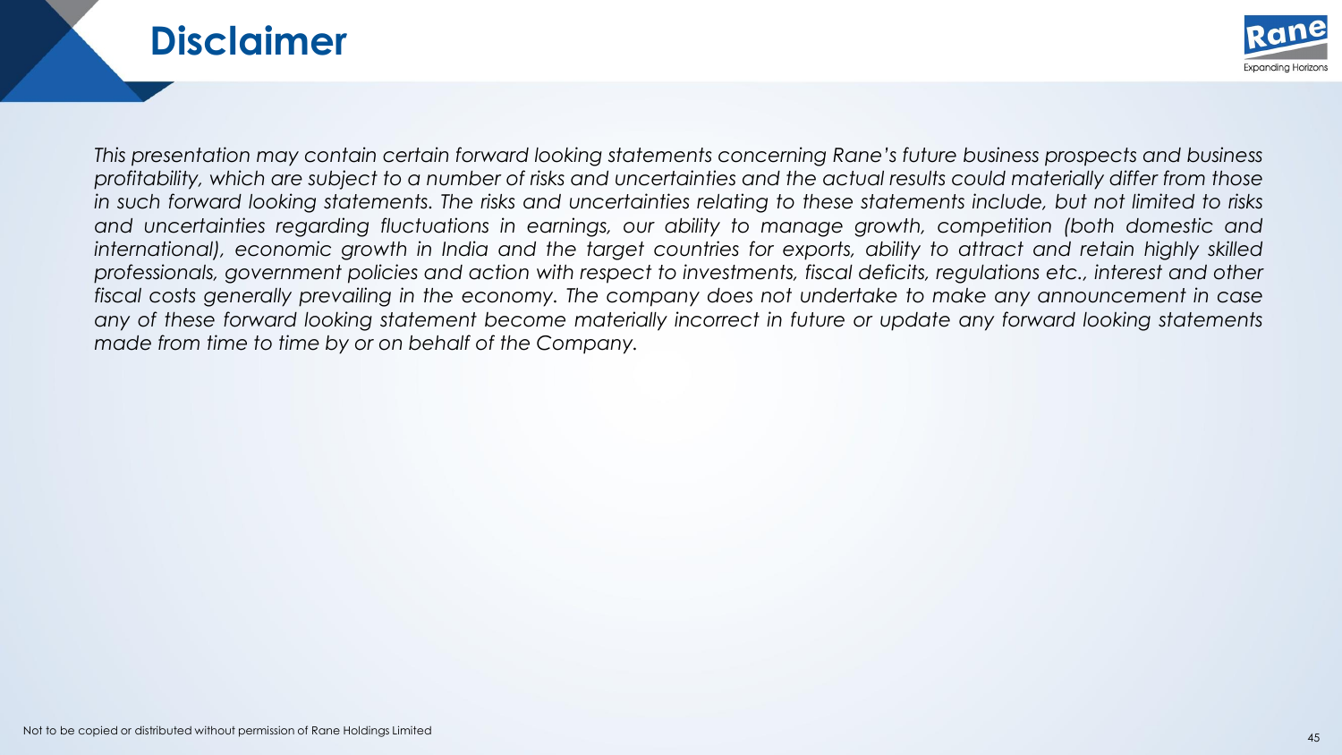# Disclaimer

*This presentation may contain certain forward looking statements concerning Rane's future business prospects and business profitability, which are subject to a number of risks and uncertainties and the actual results could materially differ from those in such forward looking statements. The risks and uncertainties relating to these statements include, but not limited to risks and uncertainties regarding fluctuations in earnings, our ability to manage growth, competition (both domestic and international), economic growth in India and the target countries for exports, ability to attract and retain highly skilled professionals, government policies and action with respect to investments, fiscal deficits, regulations etc., interest and other fiscal costs generally prevailing in the economy. The company does not undertake to make any announcement in case any of these forward looking statement become materially incorrect in future or update any forward looking statements made from time to time by or on behalf of the Company.*